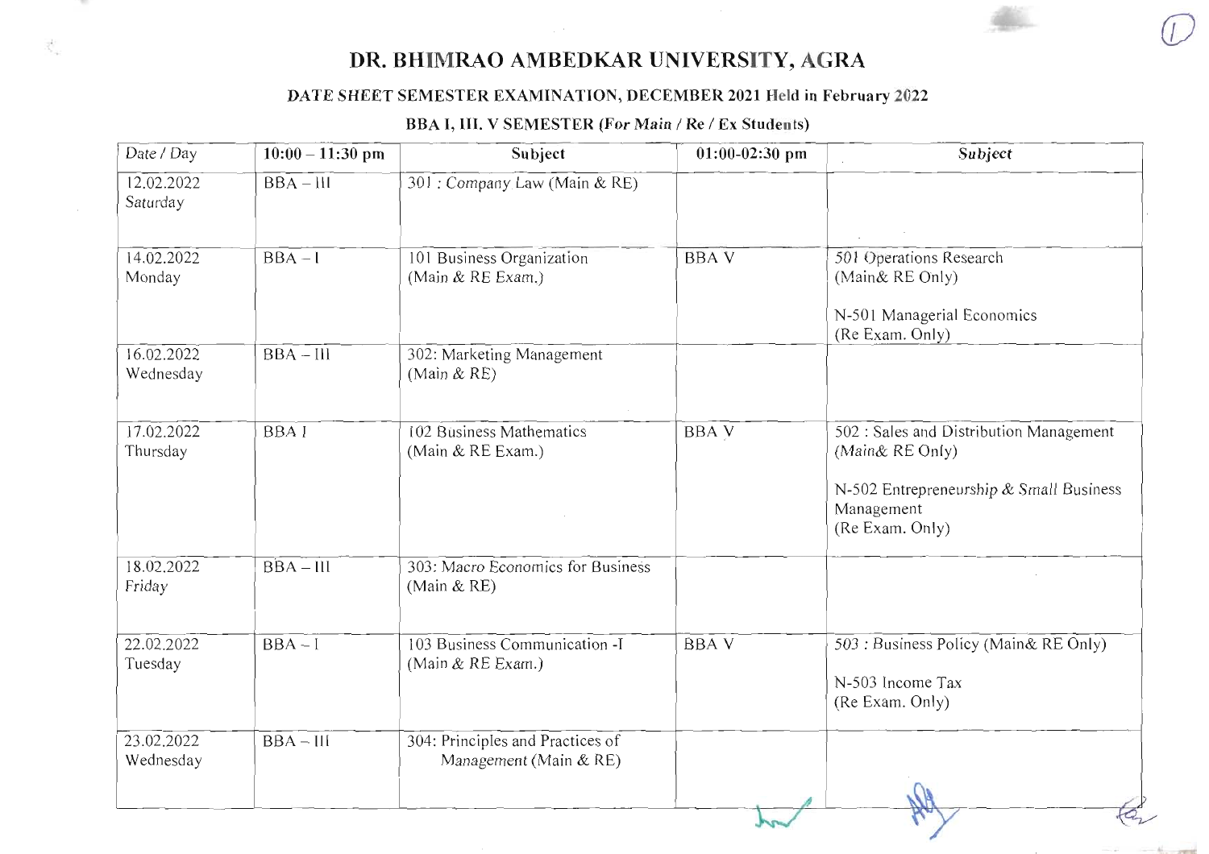# DR. BHIMRAO AMBEDKAR UNIVERSITY, AGRA

## DATE SHEET SEMESTER EXAMINATION, DECEMBER 2021 Held in February 2022

### BBA I, III. V SEMESTER (*For Main* / Re / Ex Students)

| *Date / Day* | 10:00 – 11:30 pm | Subject | 01:00-02:30 pm | *Subject* |
|---|---|---|---|---|
| 12.02.2022 Saturday | BBA – III | 301 : Company Law (Main & RE) | | |
| 14.02.2022 Monday | BBA – I | 101 Business Organization (Main & RE Exam.) | BBA V | 501 Operations Research (Main& RE Only)<br><br>N-501 Managerial Economics (Re Exam. Only) |
| 16.02.2022 Wednesday | BBA – III | 302: Marketing Management (Main & RE) | | |
| 17.02.2022 Thursday | BBA I | 102 Business Mathematics (Main & RE Exam.) | BBA V | 502 : Sales and Distribution Management (Main& RE Only)<br><br>N-502 Entrepreneurship & Small Business Management (Re Exam. Only) |
| 18.02.2022 Friday | BBA – III | 303: Macro Economics for Business (Main & RE) | | |
| 22.02.2022 Tuesday | BBA – I | 103 Business Communication -I (Main & RE Exam.) | BBA V | 503 : Business Policy (Main& RE Only)<br><br>N-503 Income Tax (Re Exam. Only) |
| 23.02.2022 Wednesday | BBA – III | 304: Principles and Practices of Management (Main & RE) | | |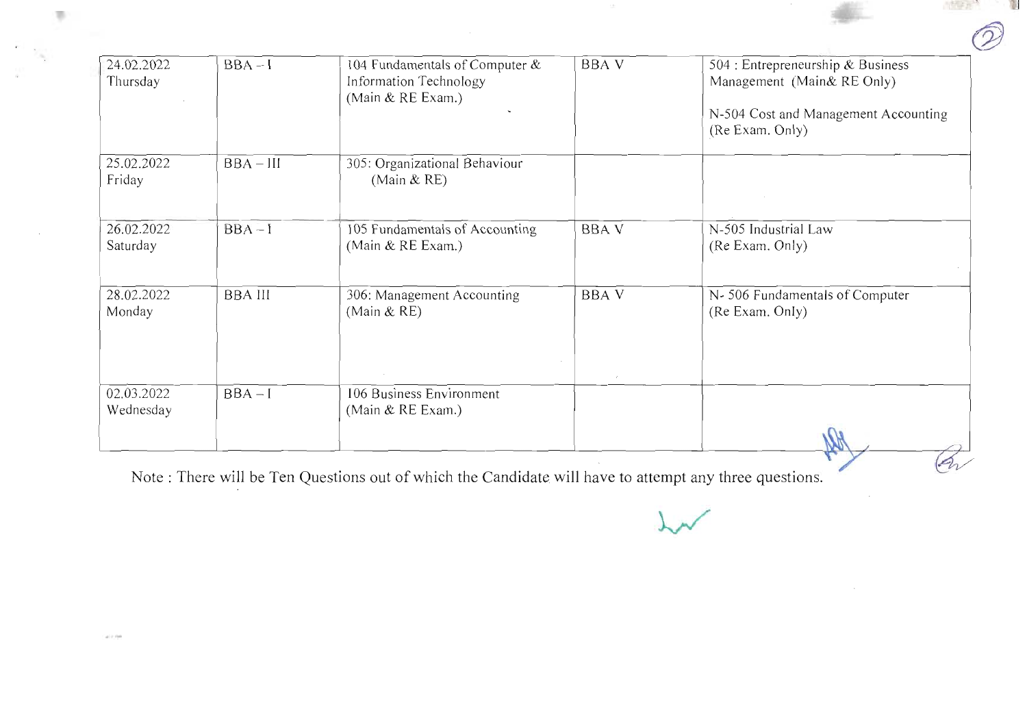| 24.02.2022 Thursday | BBA – I | 104 Fundamentals of Computer & Information Technology (Main & RE Exam.) | BBA V | 504 : Entrepreneurship & Business Management (Main& RE Only)<br><br>N-504 Cost and Management Accounting (Re Exam. Only) |
|---|---|---|---|---|
| 25.02.2022 Friday | BBA – III | 305: Organizational Behaviour (Main & RE) | | |
| 26.02.2022 Saturday | BBA – I | 105 Fundamentals of Accounting (Main & RE Exam.) | BBA V | N-505 Industrial Law (Re Exam. Only) |
| 28.02.2022 Monday | BBA III | 306: Management Accounting (Main & RE) | BBA V | N- 506 Fundamentals of Computer (Re Exam. Only) |
| 02.03.2022 Wednesday | BBA – I | 106 Business Environment (Main & RE Exam.) | | |

Note : There will be Ten Questions out of which the Candidate will have to attempt any three questions.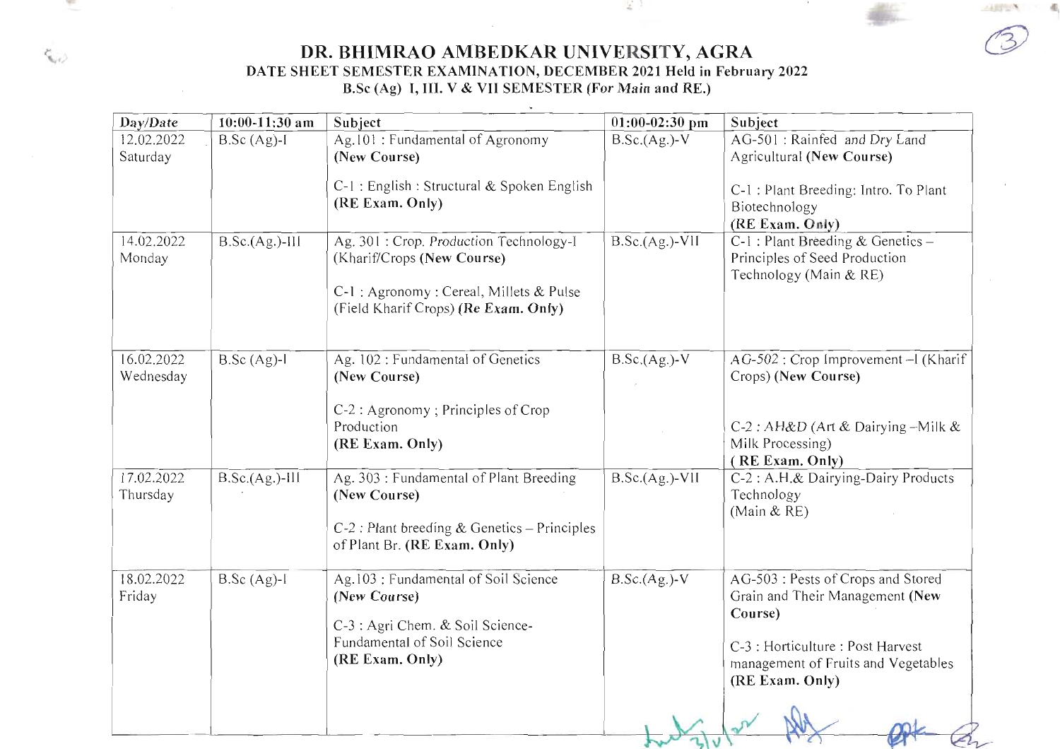# DR. BHIMRAO AMBEDKAR UNIVERSITY, AGRA

## DATE SHEET SEMESTER EXAMINATION, DECEMBER 2021 Held in February 2022

### B.Sc (Ag) I, III. V & VII SEMESTER (For *Main* and RE.)

| Day/Date | 10:00-11:30 am | Subject | 01:00-02:30 pm | Subject |
|---|---|---|---|---|
| 12.02.2022 Saturday | B.Sc (Ag)-I | Ag.101 : Fundamental of Agronomy **(New Course)**<br><br>C-1 : English : Structural & Spoken English **(RE Exam. Only)** | B.Sc.(Ag.)-V | AG-501 : Rainfed and Dry Land Agricultural **(New Course)**<br><br>C-1 : Plant Breeding: Intro. To Plant Biotechnology **(RE Exam. Only)** |
| 14.02.2022 Monday | B.Sc.(Ag.)-III | Ag. 301 : Crop. *Production* Technology-I (Kharif/Crops) **(New Course)**<br><br>C-1 : Agronomy : Cereal, Millets & Pulse (Field Kharif Crops) ***(Re Exam. Only)*** | B.Sc.(Ag.)-VII | C-1 : Plant Breeding & Genetics – Principles of Seed Production Technology (Main & RE) |
| 16.02.2022 Wednesday | B.Sc (Ag)-I | Ag. 102 : Fundamental of Genetics **(New Course)**<br><br>C-2 : Agronomy ; Principles of Crop Production **(RE Exam. Only)** | B.Sc.(Ag.)-V | *AG-502* : Crop Improvement –I (Kharif Crops) **(New Course)**<br><br>C-2 : *AH&D* (Art & Dairying –Milk & Milk Processing) **( RE Exam. Only)** |
| 17.02.2022 Thursday | B.Sc.(Ag.)-III | Ag. 303 : Fundamental of Plant Breeding **(New Course)**<br><br>*C-2 : Plant breeding & Genetics* – Principles of Plant Br. **(RE Exam. Only)** | B.Sc.(Ag.)-VII | C-2 : A.H.& Dairying-Dairy Products Technology (Main & RE) |
| 18.02.2022 Friday | B.Sc (Ag)-I | Ag.103 : Fundamental of Soil Science ***(New Course)***<br><br>C-3 : Agri Chem. & Soil Science-Fundamental of Soil Science **(RE Exam. Only)** | *B.Sc.(Ag.)-V* | AG-503 : Pests of Crops and Stored Grain and Their Management **(New Course)**<br><br>C-3 : Horticulture : Post Harvest management of Fruits and Vegetables **(RE Exam. Only)** |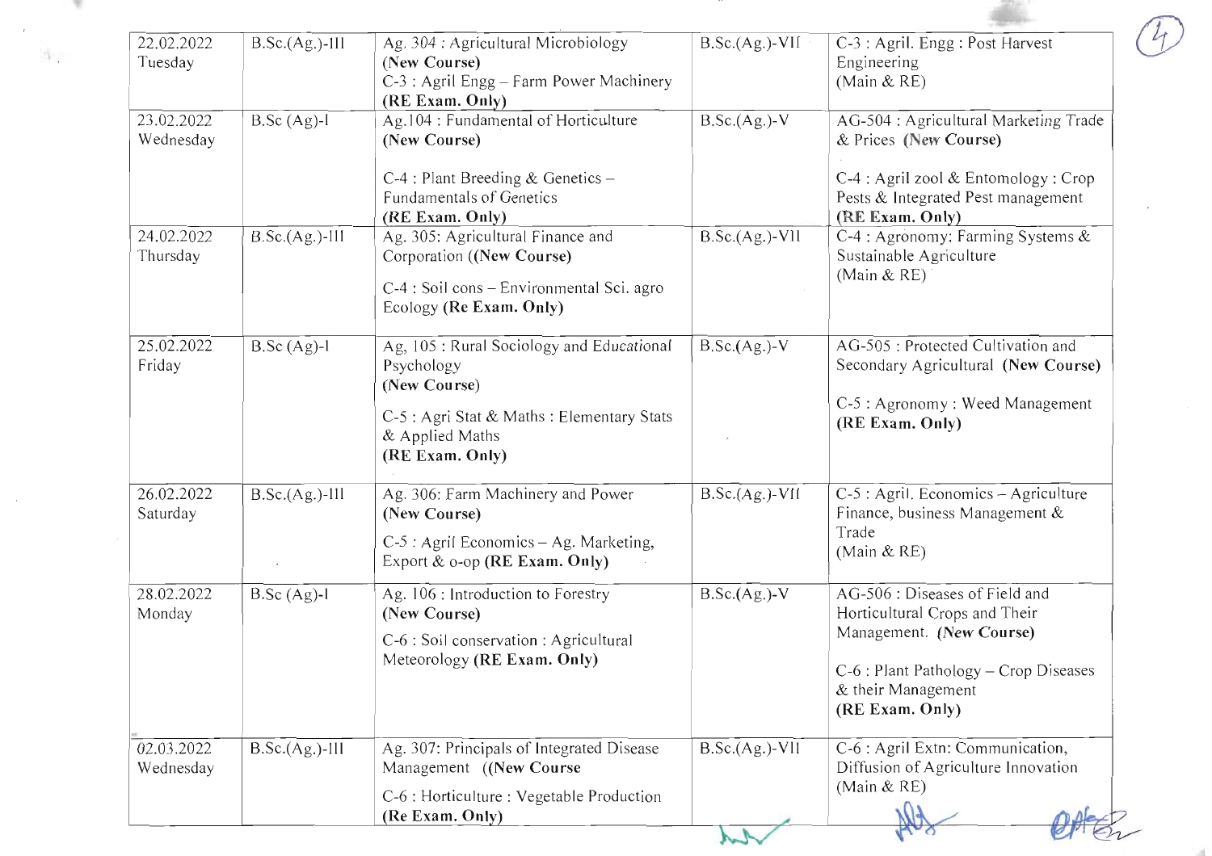| | | | | |
|---|---|---|---|---|
| 22.02.2022 Tuesday | B.Sc.(Ag.)-III | Ag. 304 : Agricultural Microbiology **(New Course)** C-3 : Agril Engg – Farm Power Machinery **(RE Exam. Only)** | B.Sc.(Ag.)-VII | C-3 : Agril. Engg : Post Harvest Engineering (Main & RE) |
| 23.02.2022 Wednesday | B.Sc (Ag)-I | Ag.104 : Fundamental of Horticulture **(New Course)** C-4 : Plant Breeding & Genetics – Fundamentals of Genetics **(RE Exam. Only)** | B.Sc.(Ag.)-V | AG-504 : Agricultural Marketing Trade & Prices **(New Course)** C-4 : Agril zool & Entomology : Crop Pests & Integrated Pest management **(RE Exam. Only)** |
| 24.02.2022 Thursday | B.Sc.(Ag.)-III | Ag. 305: Agricultural Finance and Corporation (**(New Course)** C-4 : Soil cons – Environmental Sci. agro Ecology **(Re Exam. Only)** | B.Sc.(Ag.)-VII | C-4 : Agronomy: Farming Systems & Sustainable Agriculture (Main & RE) |
| 25.02.2022 Friday | B.Sc (Ag)-I | Ag, 105 : Rural Sociology and Educational Psychology **(New Course)** C-5 : Agri Stat & Maths : Elementary Stats & Applied Maths **(RE Exam. Only)** | B.Sc.(Ag.)-V | AG-505 : Protected Cultivation and Secondary Agricultural **(New Course)** C-5 : Agronomy : Weed Management **(RE Exam. Only)** |
| 26.02.2022 Saturday | B.Sc.(Ag.)-III | Ag. 306: Farm Machinery and Power **(New Course)** C-5 : Agril Economics – Ag. Marketing, Export & o-op **(RE Exam. Only)** | B.Sc.(Ag.)-VII | C-5 : Agril. Economics – Agriculture Finance, business Management & Trade (Main & RE) |
| 28.02.2022 Monday | B.Sc (Ag)-I | Ag. 106 : Introduction to Forestry **(New Course)** C-6 : Soil conservation : Agricultural Meteorology **(RE Exam. Only)** | B.Sc.(Ag.)-V | AG-506 : Diseases of Field and Horticultural Crops and Their Management. **(New Course)** C-6 : Plant Pathology – Crop Diseases & their Management **(RE Exam. Only)** |
| 02.03.2022 Wednesday | B.Sc.(Ag.)-III | Ag. 307: Principals of Integrated Disease Management (**(New Course** C-6 : Horticulture : Vegetable Production **(Re Exam. Only)** | B.Sc.(Ag.)-VII | C-6 : Agril Extn: Communication, Diffusion of Agriculture Innovation (Main & RE) |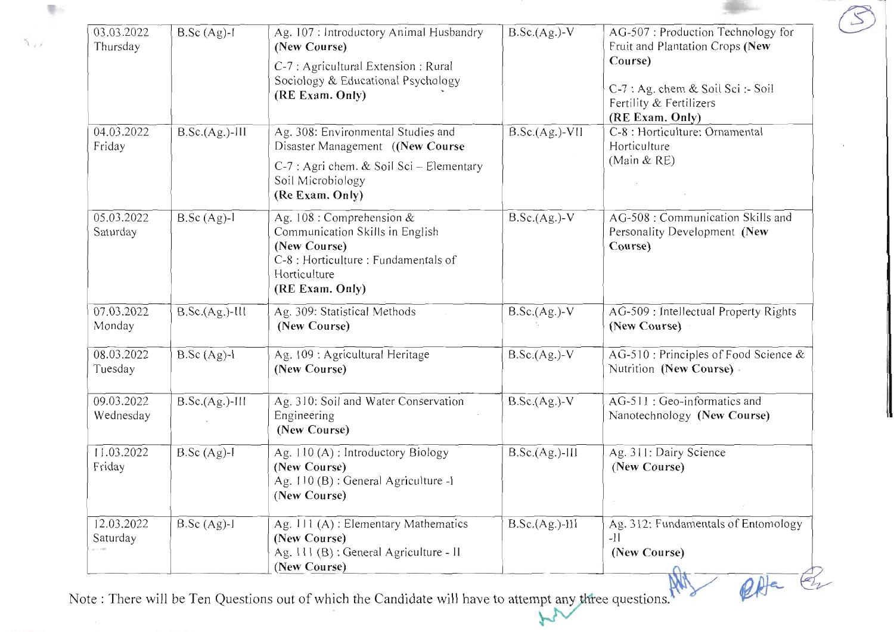| 03.03.2022 Thursday | B.Sc (Ag)-I | Ag. 107 : Introductory Animal Husbandry **(New Course)**<br>C-7 : Agricultural Extension : Rural Sociology & Educational Psychology **(RE Exam. Only)** | B.Sc.(Ag.)-V | AG-507 : Production Technology for Fruit and Plantation Crops **(New Course)**<br>C-7 : Ag. chem & Soil Sci :- Soil Fertility & Fertilizers **(RE Exam. Only)** |
|---|---|---|---|---|
| 04.03.2022 Friday | B.Sc.(Ag.)-III | Ag. 308: Environmental Studies and Disaster Management **((New Course**<br>C-7 : Agri chem. & Soil Sci – Elementary Soil Microbiology **(Re Exam. Only)** | B.Sc.(Ag.)-VII | C-8 : Horticulture: Ornamental Horticulture (Main & RE) |
| 05.03.2022 Saturday | B.Sc (Ag)-I | Ag. 108 : Comprehension & Communication Skills in English **(New Course)**<br>C-8 : Horticulture : Fundamentals of Horticulture **(RE Exam. Only)** | B.Sc.(Ag.)-V | AG-508 : Communication Skills and Personality Development **(New Course)** |
| 07.03.2022 Monday | B.Sc.(Ag.)-III | Ag. 309: Statistical Methods **(New Course)** | B.Sc.(Ag.)-V | AG-509 : Intellectual Property Rights **(New Course)** |
| 08.03.2022 Tuesday | B.Sc (Ag)-I | Ag. 109 : Agricultural Heritage **(New Course)** | B.Sc.(Ag.)-V | AG-510 : Principles of Food Science & Nutrition **(New Course)** |
| 09.03.2022 Wednesday | B.Sc.(Ag.)-III | Ag. 310: Soil and Water Conservation Engineering **(New Course)** | B.Sc.(Ag.)-V | AG-511 : Geo-informatics and Nanotechnology **(New Course)** |
| 11.03.2022 Friday | B.Sc (Ag)-I | Ag. 110 (A) : Introductory Biology **(New Course)**<br>Ag. 110 (B) : General Agriculture -I **(New Course)** | B.Sc.(Ag.)-III | Ag. 311: Dairy Science **(New Course)** |
| 12.03.2022 Saturday | B.Sc (Ag)-I | Ag. 111 (A) : Elementary Mathematics **(New Course)**<br>Ag. 111 (B) : General Agriculture - II **(New Course)** | B.Sc.(Ag.)-III | Ag. 312: Fundamentals of Entomology -II **(New Course)** |

Note : There will be Ten Questions out of which the Candidate will have to attempt any three questions.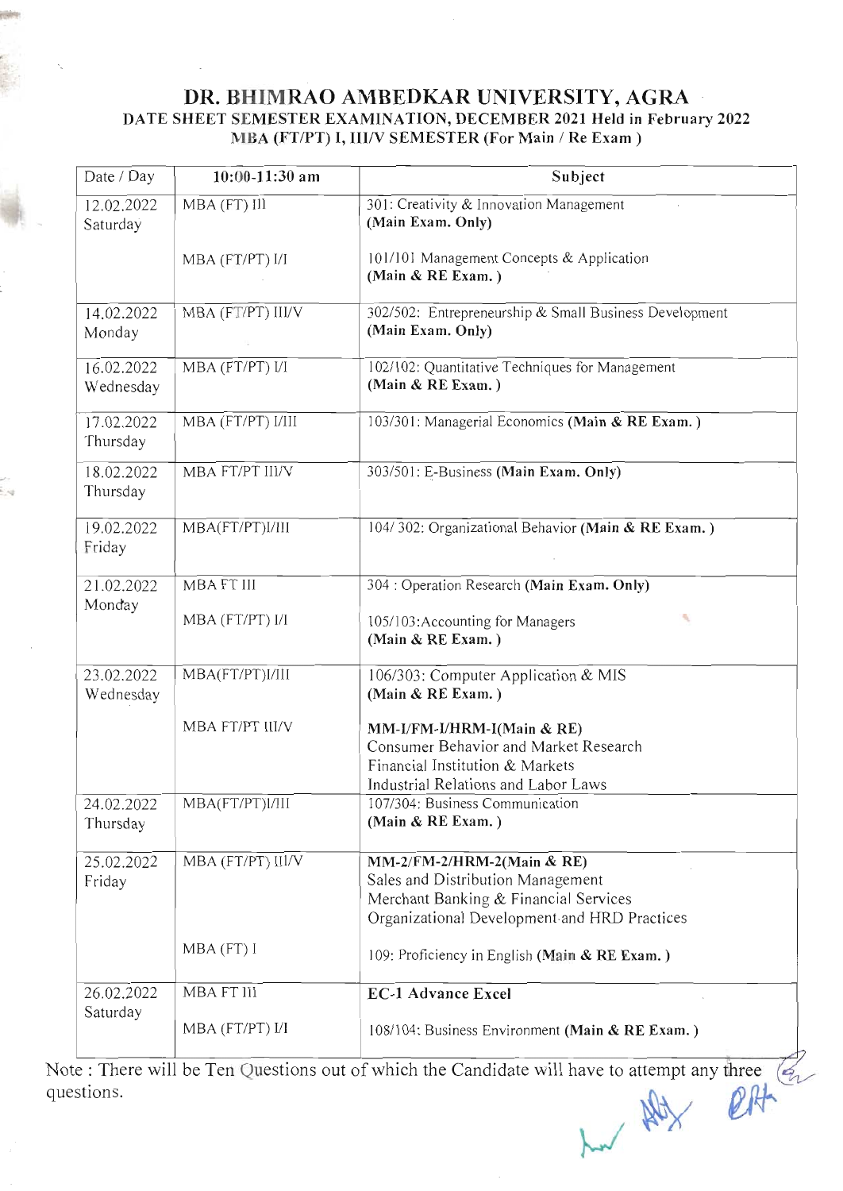# DR. BHIMRAO AMBEDKAR UNIVERSITY, AGRA

## DATE SHEET SEMESTER EXAMINATION, DECEMBER 2021 Held in February 2022

### MBA (FT/PT) I, III/V SEMESTER (For Main / Re Exam )

| Date / Day | 10:00-11:30 am | Subject |
|---|---|---|
| 12.02.2022 Saturday | MBA (FT) III | 301: Creativity & Innovation Management **(Main Exam. Only)** |
| | MBA (FT/PT) I/I | 101/101 Management Concepts & Application **(Main & RE Exam. )** |
| 14.02.2022 Monday | MBA (FT/PT) III/V | 302/502: Entrepreneurship & Small Business Development **(Main Exam. Only)** |
| 16.02.2022 Wednesday | MBA (FT/PT) I/I | 102/102: Quantitative Techniques for Management **(Main & RE Exam. )** |
| 17.02.2022 Thursday | MBA (FT/PT) I/III | 103/301: Managerial Economics **(Main & RE Exam. )** |
| 18.02.2022 Thursday | MBA FT/PT III/V | 303/501: E-Business **(Main Exam. Only)** |
| 19.02.2022 Friday | MBA(FT/PT)I/III | 104/ 302: Organizational Behavior **(Main & RE Exam. )** |
| 21.02.2022 Monday | MBA FT III | 304 : Operation Research **(Main Exam. Only)** |
| | MBA (FT/PT) I/I | 105/103:Accounting for Managers **(Main & RE Exam. )** |
| 23.02.2022 Wednesday | MBA(FT/PT)I/III | 106/303: Computer Application & MIS **(Main & RE Exam. )** |
| | MBA FT/PT III/V | **MM-I/FM-I/HRM-I(Main & RE)** Consumer Behavior and Market Research Financial Institution & Markets Industrial Relations and Labor Laws |
| 24.02.2022 Thursday | MBA(FT/PT)I/III | 107/304: Business Communication **(Main & RE Exam. )** |
| 25.02.2022 Friday | MBA (FT/PT) III/V | **MM-2/FM-2/HRM-2(Main & RE)** Sales and Distribution Management Merchant Banking & Financial Services Organizational Development and HRD Practices |
| | MBA (FT) I | 109: Proficiency in English **(Main & RE Exam. )** |
| 26.02.2022 Saturday | MBA FT III | **EC-1 Advance Excel** |
| | MBA (FT/PT) I/I | 108/104: Business Environment **(Main & RE Exam. )** |

Note : There will be Ten Questions out of which the Candidate will have to attempt any three questions.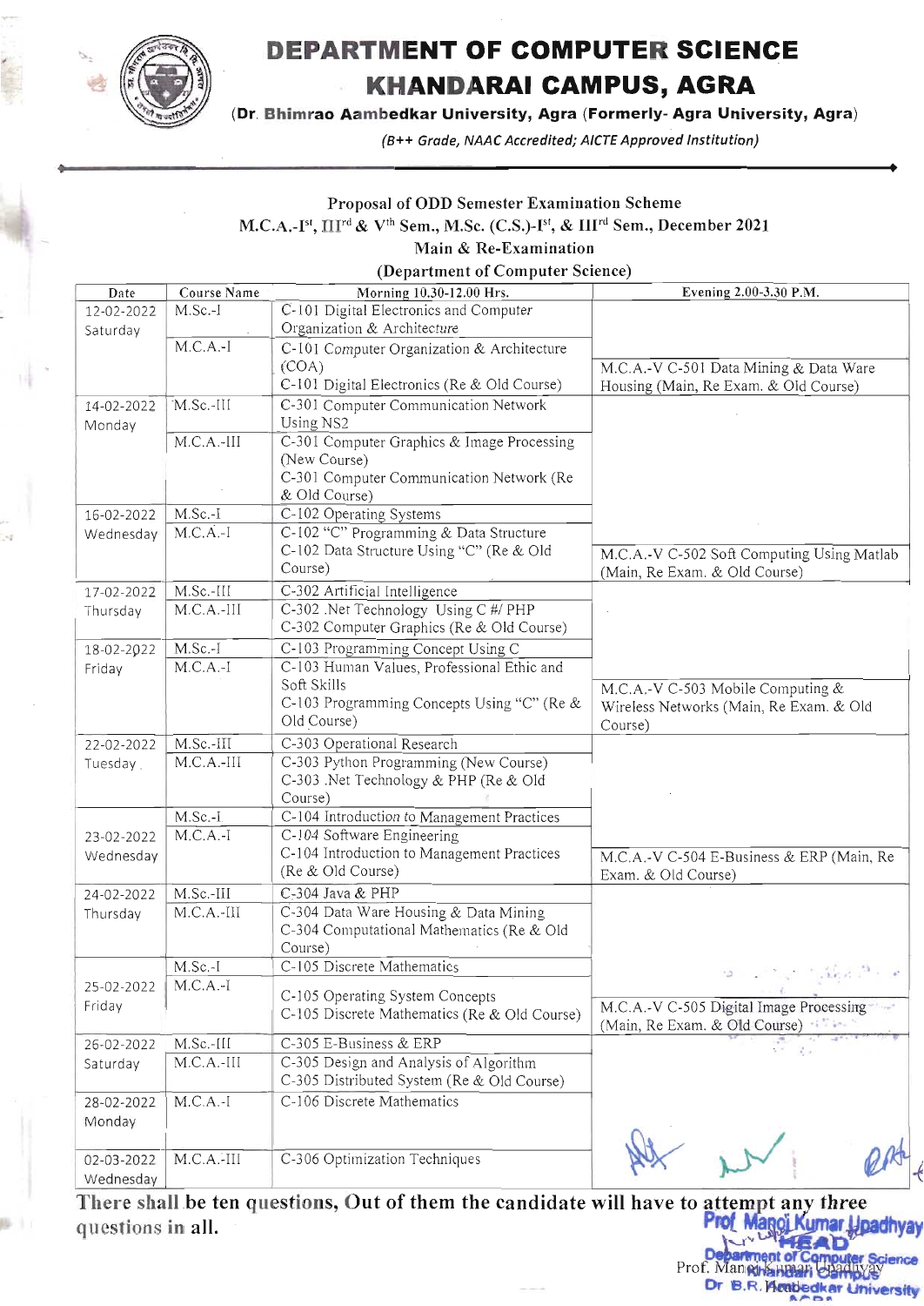# DEPARTMENT OF COMPUTER SCIENCE
## KHANDARAI CAMPUS, AGRA

**(Dr. Bhimrao Aambedkar University, Agra (Formerly- Agra University, Agra)**

*(B++ Grade, NAAC Accredited; AICTE Approved Institution)*

**Proposal of ODD Semester Examination Scheme**
**M.C.A.-I$^{st}$, III$^{rd}$ & V$^{th}$ Sem., M.Sc. (C.S.)-I$^{st}$, & III$^{rd}$ Sem., December 2021**
**Main & Re-Examination**
**(Department of Computer Science)**

| Date | Course Name | Morning 10.30-12.00 Hrs. | Evening 2.00-3.30 P.M. |
|---|---|---|---|
| 12-02-2022 Saturday | M.Sc.-I | C-101 Digital Electronics and Computer Organization & Architecture | |
| | M.C.A.-I | C-101 Computer Organization & Architecture (COA)<br>C-101 Digital Electronics (Re & Old Course) | M.C.A.-V C-501 Data Mining & Data Ware Housing (Main, Re Exam. & Old Course) |
| 14-02-2022 Monday | M.Sc.-III | C-301 Computer Communication Network Using NS2 | |
| | M.C.A.-III | C-301 Computer Graphics & Image Processing (New Course)<br>C-301 Computer Communication Network (Re & Old Course) | |
| 16-02-2022 Wednesday | M.Sc.-I | C-102 Operating Systems | |
| | M.C.A.-I | C-102 "C" Programming & Data Structure<br>C-102 Data Structure Using "C" (Re & Old Course) | M.C.A.-V C-502 Soft Computing Using Matlab (Main, Re Exam. & Old Course) |
| 17-02-2022 Thursday | M.Sc.-III | C-302 Artificial Intelligence | |
| | M.C.A.-III | C-302 .Net Technology Using C #/ PHP<br>C-302 Computer Graphics (Re & Old Course) | |
| 18-02-2022 Friday | M.Sc.-I | C-103 Programming Concept Using C | |
| | M.C.A.-I | C-103 Human Values, Professional Ethic and Soft Skills<br>C-103 Programming Concepts Using "C" (Re & Old Course) | M.C.A.-V C-503 Mobile Computing & Wireless Networks (Main, Re Exam. & Old Course) |
| 22-02-2022 Tuesday | M.Sc.-III | C-303 Operational Research | |
| | M.C.A.-III | C-303 Python Programming (New Course)<br>C-303 .Net Technology & PHP (Re & Old Course) | |
| 23-02-2022 Wednesday | M.Sc.-I | C-104 Introduction to Management Practices | |
| | M.C.A.-I | C-104 Software Engineering<br>C-104 Introduction to Management Practices (Re & Old Course) | M.C.A.-V C-504 E-Business & ERP (Main, Re Exam. & Old Course) |
| 24-02-2022 Thursday | M.Sc.-III | C-304 Java & PHP | |
| | M.C.A.-III | C-304 Data Ware Housing & Data Mining<br>C-304 Computational Mathematics (Re & Old Course) | |
| 25-02-2022 Friday | M.Sc.-I | C-105 Discrete Mathematics | |
| | M.C.A.-I | C-105 Operating System Concepts<br>C-105 Discrete Mathematics (Re & Old Course) | M.C.A.-V C-505 Digital Image Processing (Main, Re Exam. & Old Course) |
| 26-02-2022 Saturday | M.Sc.-III | C-305 E-Business & ERP | |
| | M.C.A.-III | C-305 Design and Analysis of Algorithm<br>C-305 Distributed System (Re & Old Course) | |
| 28-02-2022 Monday | M.C.A.-I | C-106 Discrete Mathematics | |
| 02-03-2022 Wednesday | M.C.A.-III | C-306 Optimization Techniques | |

**There shall be ten questions, Out of them the candidate will have to attempt any three questions in all.**

Prof. Manoj Kumar Upadhyay
HEAD
Department of Computer Science
Khandari Campus
Dr B.R. Ambedkar University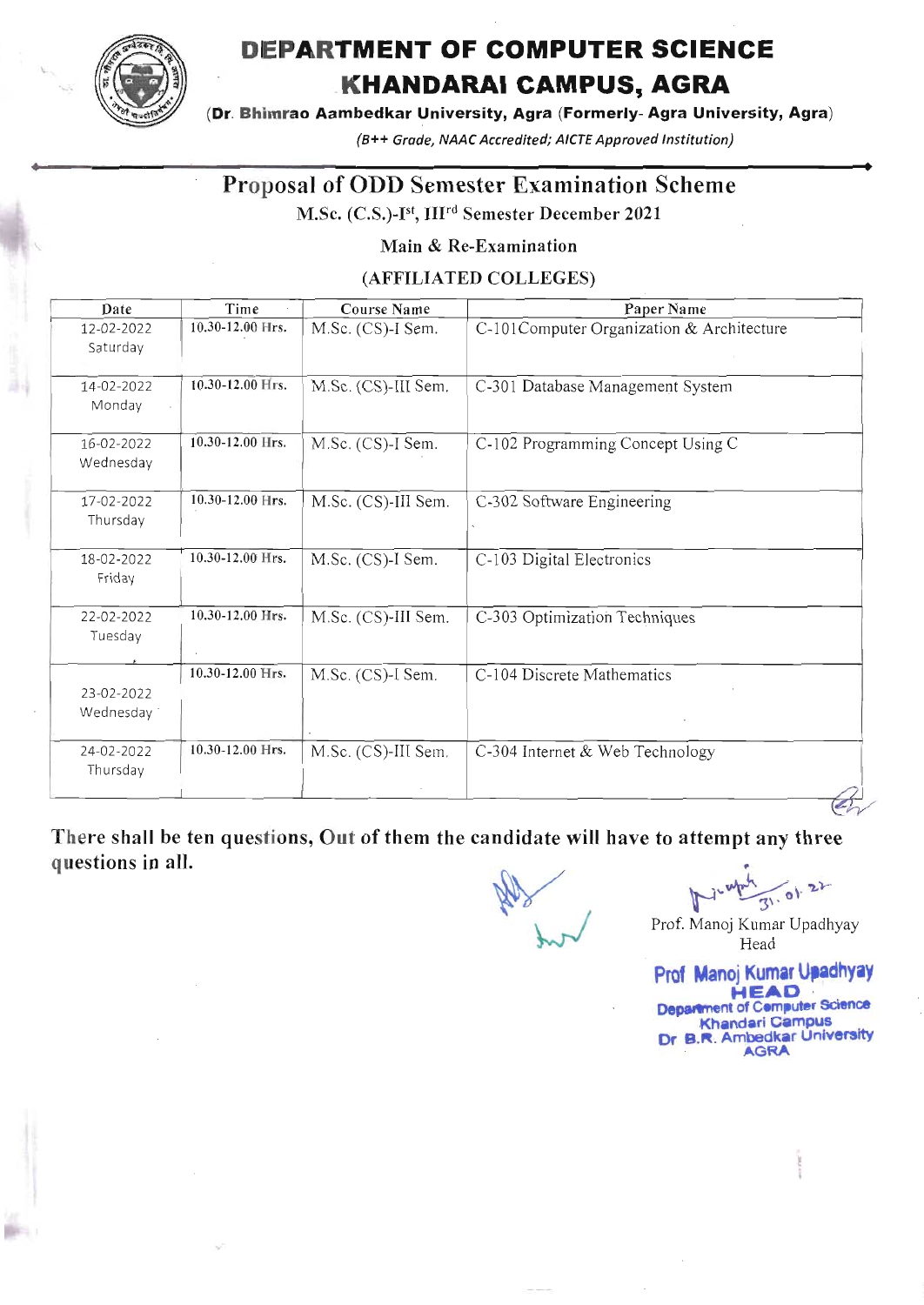# DEPARTMENT OF COMPUTER SCIENCE
## KHANDARAI CAMPUS, AGRA

(Dr. Bhimrao Aambedkar University, Agra (Formerly- Agra University, Agra)

*(B++ Grade, NAAC Accredited; AICTE Approved Institution)*

## Proposal of ODD Semester Examination Scheme

**M.Sc. (C.S.)-I^st, III^rd Semester December 2021**

**Main & Re-Examination**

**(AFFILIATED COLLEGES)**

| Date | Time | Course Name | Paper Name |
|---|---|---|---|
| 12-02-2022 Saturday | 10.30-12.00 Hrs. | M.Sc. (CS)-I Sem. | C-101Computer Organization & Architecture |
| 14-02-2022 Monday | 10.30-12.00 Hrs. | M.Sc. (CS)-III Sem. | C-301 Database Management System |
| 16-02-2022 Wednesday | 10.30-12.00 Hrs. | M.Sc. (CS)-I Sem. | C-102 Programming Concept Using C |
| 17-02-2022 Thursday | 10.30-12.00 Hrs. | M.Sc. (CS)-III Sem. | C-302 Software Engineering |
| 18-02-2022 Friday | 10.30-12.00 Hrs. | M.Sc. (CS)-I Sem. | C-103 Digital Electronics |
| 22-02-2022 Tuesday | 10.30-12.00 Hrs. | M.Sc. (CS)-III Sem. | C-303 Optimization Techniques |
| 23-02-2022 Wednesday | 10.30-12.00 Hrs. | M.Sc. (CS)-I Sem. | C-104 Discrete Mathematics |
| 24-02-2022 Thursday | 10.30-12.00 Hrs. | M.Sc. (CS)-III Sem. | C-304 Internet & Web Technology |

**There shall be ten questions, Out of them the candidate will have to attempt any three questions in all.**

31.01.22

Prof. Manoj Kumar Upadhyay
Head

Prof Manoj Kumar Upadhyay
HEAD
Department of Computer Science
Khandari Campus
Dr B.R. Ambedkar University
AGRA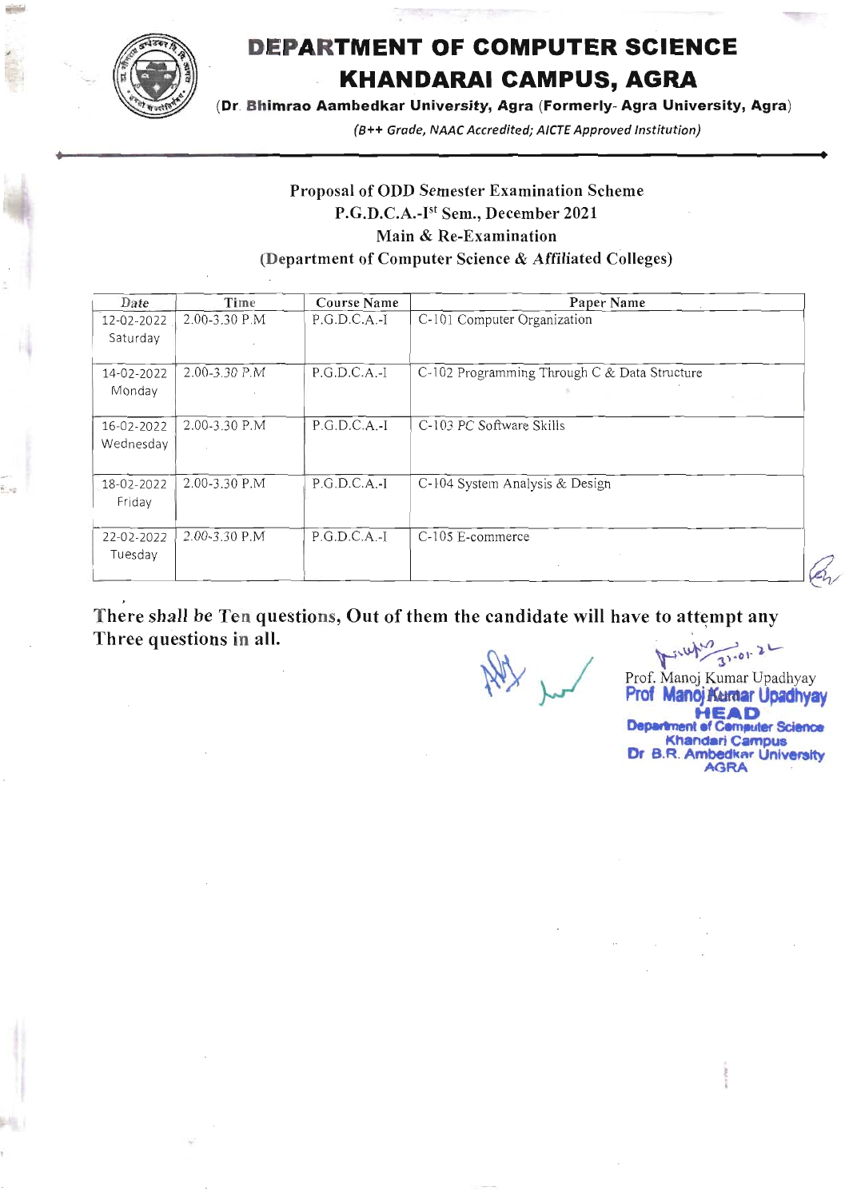# DEPARTMENT OF COMPUTER SCIENCE
## KHANDARAI CAMPUS, AGRA

**(Dr. Bhimrao Aambedkar University, Agra (Formerly- Agra University, Agra)**

*(B++ Grade, NAAC Accredited; AICTE Approved Institution)*

**Proposal of ODD Semester Examination Scheme**
**P.G.D.C.A.-I[st] Sem., December 2021**
**Main & Re-Examination**
**(Department of Computer Science & Affiliated Colleges)**

| Date | Time | Course Name | Paper Name |
|---|---|---|---|
| 12-02-2022 Saturday | 2.00-3.30 P.M | P.G.D.C.A.-I | C-101 Computer Organization |
| 14-02-2022 Monday | 2.00-3.30 P.M | P.G.D.C.A.-I | C-102 Programming Through C & Data Structure |
| 16-02-2022 Wednesday | 2.00-3.30 P.M | P.G.D.C.A.-I | C-103 PC Software Skills |
| 18-02-2022 Friday | 2.00-3.30 P.M | P.G.D.C.A.-I | C-104 System Analysis & Design |
| 22-02-2022 Tuesday | 2.00-3.30 P.M | P.G.D.C.A.-I | C-105 E-commerce |

**There shall be Ten questions, Out of them the candidate will have to attempt any Three questions in all.**

31-01-22
Prof. Manoj Kumar Upadhyay
Prof Manoj Kumar Upadhyay
HEAD
Department of Computer Science
Khandari Campus
Dr B.R. Ambedkar University
AGRA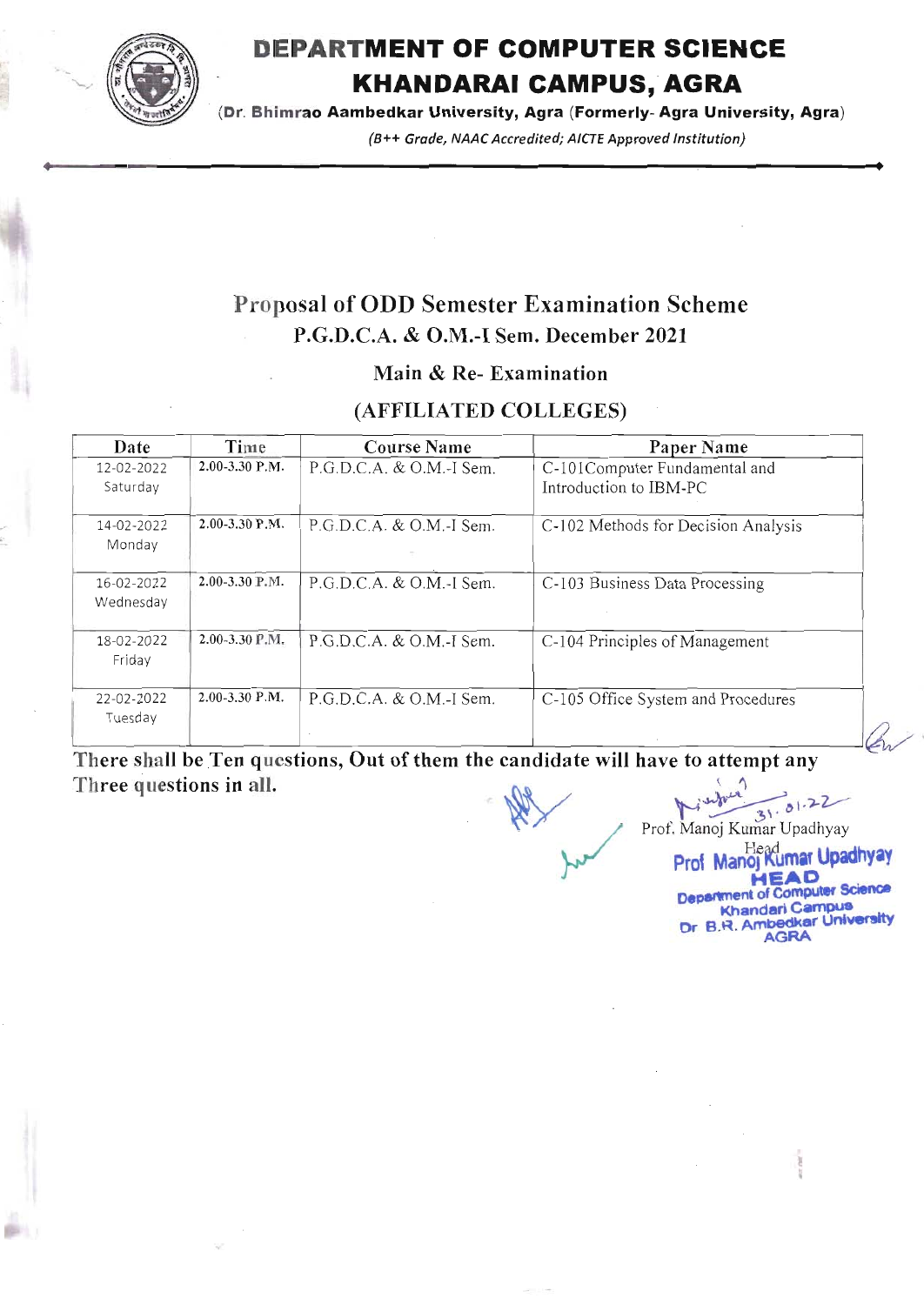# DEPARTMENT OF COMPUTER SCIENCE
# KHANDARAI CAMPUS, AGRA

(Dr. Bhimrao Aambedkar University, Agra (Formerly- Agra University, Agra)

*(B++ Grade, NAAC Accredited; AICTE Approved Institution)*

## Proposal of ODD Semester Examination Scheme
### P.G.D.C.A. & O.M.-I Sem. December 2021
### Main & Re- Examination
### (AFFILIATED COLLEGES)

| Date | Time | Course Name | Paper Name |
|---|---|---|---|
| 12-02-2022 Saturday | 2.00-3.30 P.M. | P.G.D.C.A. & O.M.-I Sem. | C-101Computer Fundamental and Introduction to IBM-PC |
| 14-02-2022 Monday | 2.00-3.30 P.M. | P.G.D.C.A. & O.M.-I Sem. | C-102 Methods for Decision Analysis |
| 16-02-2022 Wednesday | 2.00-3.30 P.M. | P.G.D.C.A. & O.M.-I Sem. | C-103 Business Data Processing |
| 18-02-2022 Friday | 2.00-3.30 P.M. | P.G.D.C.A. & O.M.-I Sem. | C-104 Principles of Management |
| 22-02-2022 Tuesday | 2.00-3.30 P.M. | P.G.D.C.A. & O.M.-I Sem. | C-105 Office System and Procedures |

**There shall be Ten questions, Out of them the candidate will have to attempt any Three questions in all.**

31.01.22

Prof. Manoj Kumar Upadhyay

Head

Prof Manoj Kumar Upadhyay
HEAD
Department of Computer Science
Khandari Campus
Dr B.R. Ambedkar University
AGRA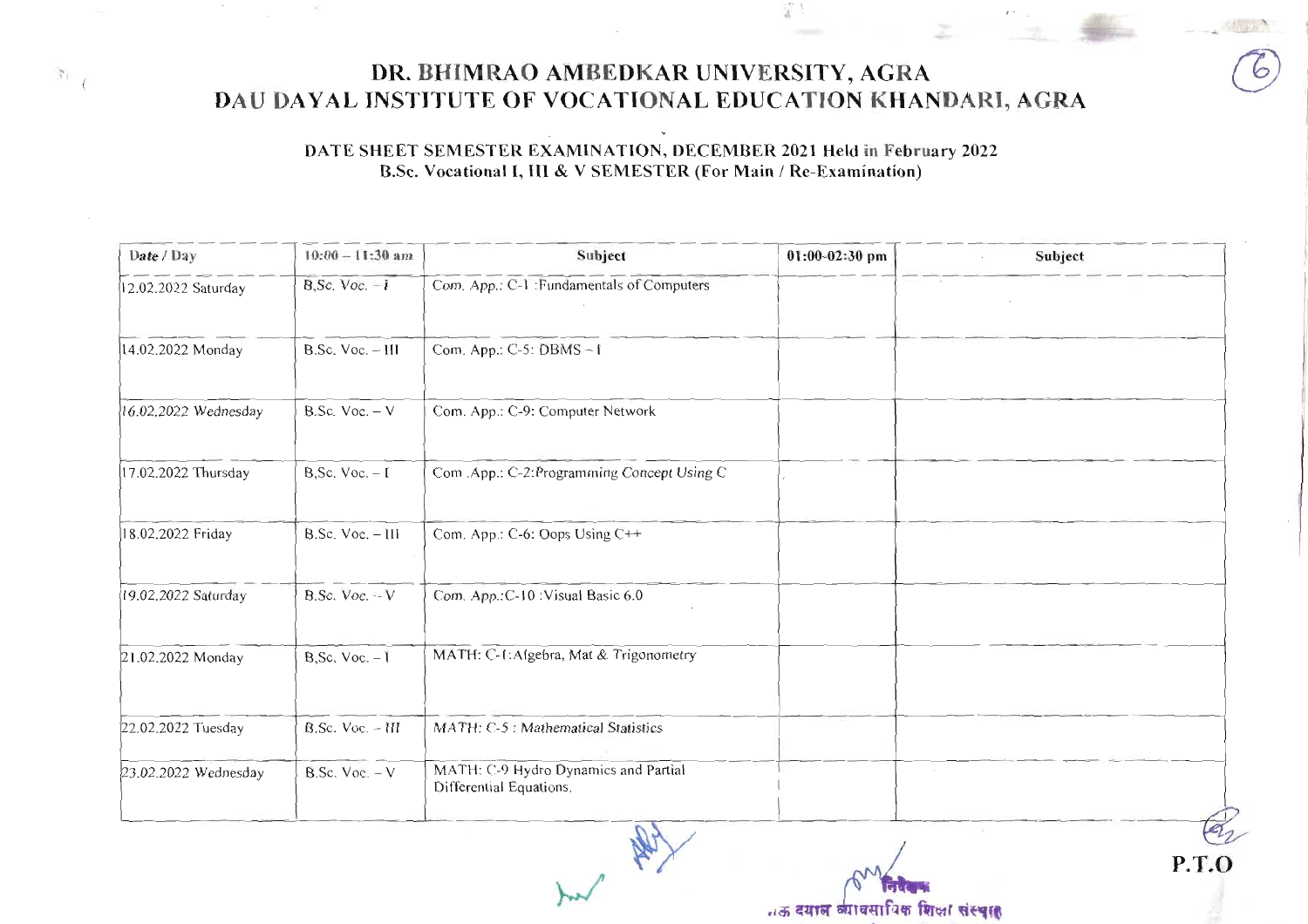# DR. BHIMRAO AMBEDKAR UNIVERSITY, AGRA
# DAU DAYAL INSTITUTE OF VOCATIONAL EDUCATION KHANDARI, AGRA

**DATE SHEET SEMESTER EXAMINATION, DECEMBER 2021 Held in February 2022**
**B.Sc. Vocational I, III & V SEMESTER (For Main / Re-Examination)**

| Date / Day | 10:00 – 11:30 am | Subject | 01:00-02:30 pm | Subject |
|---|---|---|---|---|
| 12.02.2022 Saturday | B.Sc. Voc. – I | Com. App.: C-1 :Fundamentals of Computers | | |
| 14.02.2022 Monday | B.Sc. Voc. – III | Com. App.: C-5: DBMS – I | | |
| 16.02.2022 Wednesday | B.Sc. Voc. – V | Com. App.: C-9: Computer Network | | |
| 17.02.2022 Thursday | B.Sc. Voc. – I | Com .App.: C-2:Programming Concept Using C | | |
| 18.02.2022 Friday | B.Sc. Voc. – III | Com. App.: C-6: Oops Using C++ | | |
| 19.02.2022 Saturday | B.Sc. Voc. – V | Com. App.:C-10 :Visual Basic 6.0 | | |
| 21.02.2022 Monday | B.Sc. Voc. – I | MATH: C-I:Algebra, Mat & Trigonometry | | |
| 22.02.2022 Tuesday | B.Sc. Voc. – III | MATH: C-5 : Mathematical Statistics | | |
| 23.02.2022 Wednesday | B.Sc. Voc. – V | MATH: C-9 Hydro Dynamics and Partial Differential Equations. | | |

निदेशक
दाऊ दयाल व्यावसायिक शिक्षा संस्थान

**P.T.O**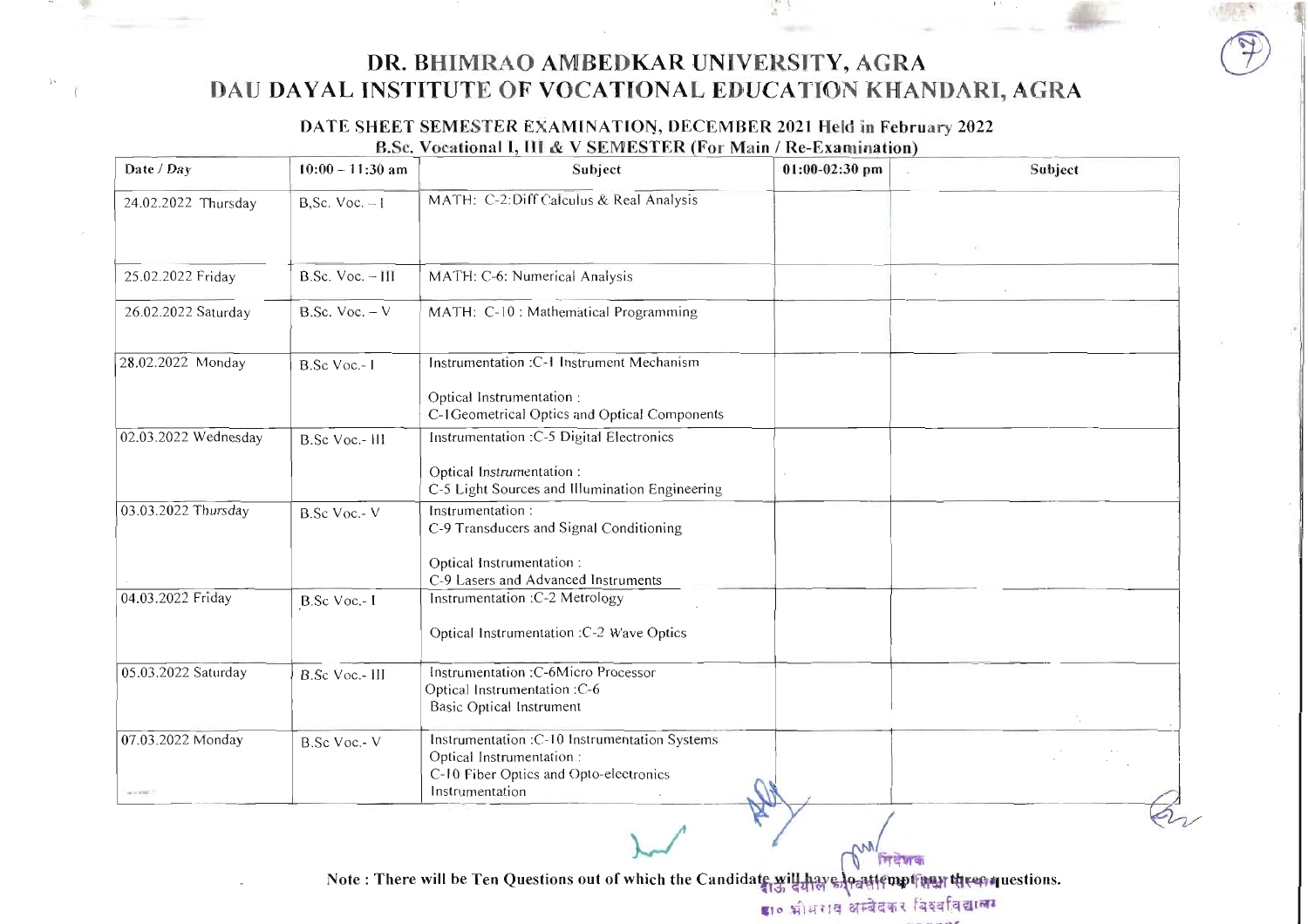# DR. BHIMRAO AMBEDKAR UNIVERSITY, AGRA

# DAU DAYAL INSTITUTE OF VOCATIONAL EDUCATION KHANDARI, AGRA

## DATE SHEET SEMESTER EXAMINATION, DECEMBER 2021 Held in February 2022

### B.Sc. Vocational I, III & V SEMESTER (For Main / Re-Examination)

| Date / Day | 10:00 – 11:30 am | Subject | 01:00-02:30 pm | Subject |
|---|---|---|---|---|
| 24.02.2022 Thursday | B,Sc. Voc. – I | MATH: C-2:Diff Calculus & Real Analysis | | |
| 25.02.2022 Friday | B.Sc. Voc. – III | MATH: C-6: Numerical Analysis | | |
| 26.02.2022 Saturday | B.Sc. Voc. – V | MATH: C-10 : Mathematical Programming | | |
| 28.02.2022 Monday | B.Sc Voc.- I | Instrumentation :C-1 Instrument Mechanism<br><br>Optical Instrumentation :<br>C-1Geometrical Optics and Optical Components | | |
| 02.03.2022 Wednesday | B.Sc Voc.- III | Instrumentation :C-5 Digital Electronics<br><br>Optical Instrumentation :<br>C-5 Light Sources and Illumination Engineering | | |
| 03.03.2022 Thursday | B.Sc Voc.- V | Instrumentation :<br>C-9 Transducers and Signal Conditioning<br><br>Optical Instrumentation :<br>C-9 Lasers and Advanced Instruments | | |
| 04.03.2022 Friday | B.Sc Voc.- I | Instrumentation :C-2 Metrology<br><br>Optical Instrumentation :C-2 Wave Optics | | |
| 05.03.2022 Saturday | B.Sc Voc.- III | Instrumentation :C-6Micro Processor<br>Optical Instrumentation :C-6<br>Basic Optical Instrument | | |
| 07.03.2022 Monday | B.Sc Voc.- V | Instrumentation :C-10 Instrumentation Systems<br>Optical Instrumentation :<br>C-10 Fiber Optics and Opto-electronics<br>Instrumentation | | |

**Note : There will be Ten Questions out of which the Candidate will have to attempt any three questions.**

निदेशक
दाऊ दयाल व्यावसायिक शिक्षा संस्थान
डा० भीमराव अम्बेडकर विश्वविद्यालय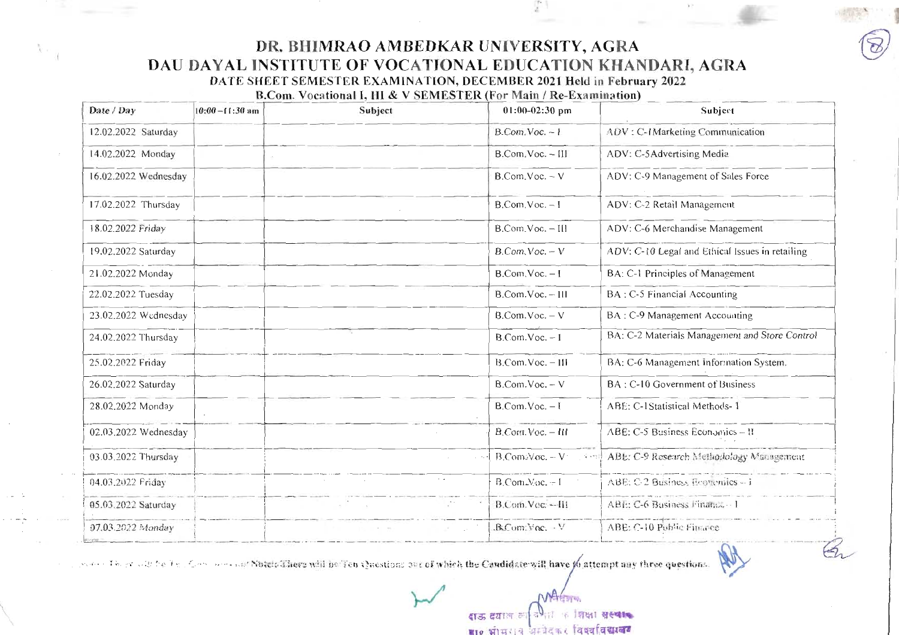# DR. BHIMRAO AMBEDKAR UNIVERSITY, AGRA

# DAU DAYAL INSTITUTE OF VOCATIONAL EDUCATION KHANDARI, AGRA

### DATE SHEET SEMESTER EXAMINATION, DECEMBER 2021 Held in February 2022

### B.Com. Vocational I, III & V SEMESTER (For Main / Re-Examination)

| Date / Day | 10:00 – 11:30 am | Subject | 01:00-02:30 pm | Subject |
|---|---|---|---|---|
| 12.02.2022 Saturday | | | B.Com.Voc. – I | ADV : C-1 Marketing Communication |
| 14.02.2022 Monday | | | B.Com.Voc. – III | ADV: C-5 Advertising Media |
| 16.02.2022 Wednesday | | | B.Com.Voc. – V | ADV: C-9 Management of Sales Force |
| 17.02.2022 Thursday | | | B.Com.Voc. – I | ADV: C-2 Retail Management |
| 18.02.2022 Friday | | | B.Com.Voc. – III | ADV: C-6 Merchandise Management |
| 19.02.2022 Saturday | | | B.Com.Voc. – V | ADV: C-10 Legal and Ethical Issues in retailing |
| 21.02.2022 Monday | | | B.Com.Voc. – I | BA: C-1 Principles of Management |
| 22.02.2022 Tuesday | | | B.Com.Voc. – III | BA : C-5 Financial Accounting |
| 23.02.2022 Wednesday | | | B.Com.Voc. – V | BA : C-9 Management Accounting |
| 24.02.2022 Thursday | | | B.Com.Voc. – I | BA: C-2 Materials Management and Store Control |
| 25.02.2022 Friday | | | B.Com.Voc. – III | BA: C-6 Management information System. |
| 26.02.2022 Saturday | | | B.Com.Voc. – V | BA : C-10 Government of Business |
| 28.02.2022 Monday | | | B.Com.Voc. – I | ABE: C-1 Statistical Methods- 1 |
| 02.03.2022 Wednesday | | | B.Com.Voc. – III | ABE: C-5 Business Economics – II |
| 03.03.2022 Thursday | | | B.Com.Voc. – V | ABE: C-9 Research Methodology Management |
| 04.03.2022 Friday | | | B.Com.Voc. – I | ABE: C-2 Business Economics – I |
| 05.03.2022 Saturday | | | B.Com.Voc. – III | ABE: C-6 Business Finance – I |
| 07.03.2022 Monday | | | B.Com.Voc. – V | ABE: C-10 Public Finance |

Note: There will be Ten Questions out of which the Candidate will have to attempt any three questions.

निदेशक
दाऊ दयाल व्यावसायिक शिक्षा संस्थान
डा० भीमराव अम्बेडकर विश्वविद्यालय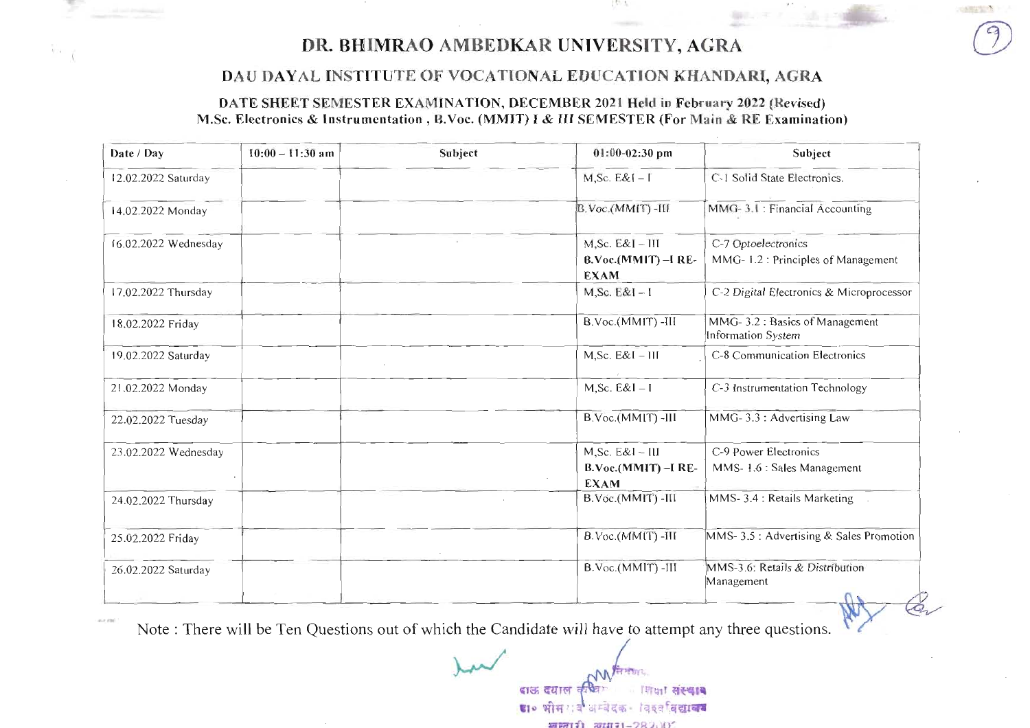# DR. BHIMRAO AMBEDKAR UNIVERSITY, AGRA

## DAU DAYAL INSTITUTE OF VOCATIONAL EDUCATION KHANDARI, AGRA

### DATE SHEET SEMESTER EXAMINATION, DECEMBER 2021 Held in February 2022 (Revised)
### M.Sc. Electronics & Instrumentation , B.Voc. (MMIT) I & III SEMESTER (For Main & RE Examination)

| Date / Day | 10:00 – 11:30 am | Subject | 01:00-02:30 pm | Subject |
|---|---|---|---|---|
| 12.02.2022 Saturday | | | M,Sc. E&I – I | C-1 Solid State Electronics. |
| 14.02.2022 Monday | | | B.Voc.(MMIT) -III | MMG- 3.1 : Financial Accounting |
| 16.02.2022 Wednesday | | | M,Sc. E&I – III<br>**B.Voc.(MMIT) –I RE-EXAM** | C-7 Optoelectronics<br>MMG- 1.2 : Principles of Management |
| 17.02.2022 Thursday | | | M,Sc. E&I – I | C-2 Digital Electronics & Microprocessor |
| 18.02.2022 Friday | | | B.Voc.(MMIT) -III | MMG- 3.2 : Basics of Management Information System |
| 19.02.2022 Saturday | | | M,Sc. E&I – III | C-8 Communication Electronics |
| 21.02.2022 Monday | | | M,Sc. E&I – I | C-3 Instrumentation Technology |
| 22.02.2022 Tuesday | | | B.Voc.(MMIT) -III | MMG- 3.3 : Advertising Law |
| 23.02.2022 Wednesday | | | M,Sc. E&I – III<br>**B.Voc.(MMIT) –I RE-EXAM** | C-9 Power Electronics<br>MMS- 1.6 : Sales Management |
| 24.02.2022 Thursday | | | B.Voc.(MMIT) -III | MMS- 3.4 : Retails Marketing |
| 25.02.2022 Friday | | | B.Voc.(MMIT) -III | MMS- 3.5 : Advertising & Sales Promotion |
| 26.02.2022 Saturday | | | B.Voc.(MMIT) -III | MMS-3.6: Retails & Distribution Management |

Note : There will be Ten Questions out of which the Candidate will have to attempt any three questions.

निदेशक
दाऊ दयाल व्यावसायिक शिक्षा संस्थान
डॉ० भीमराव अम्बेडकर विश्वविद्यालय
खन्दारी, आगरा-282002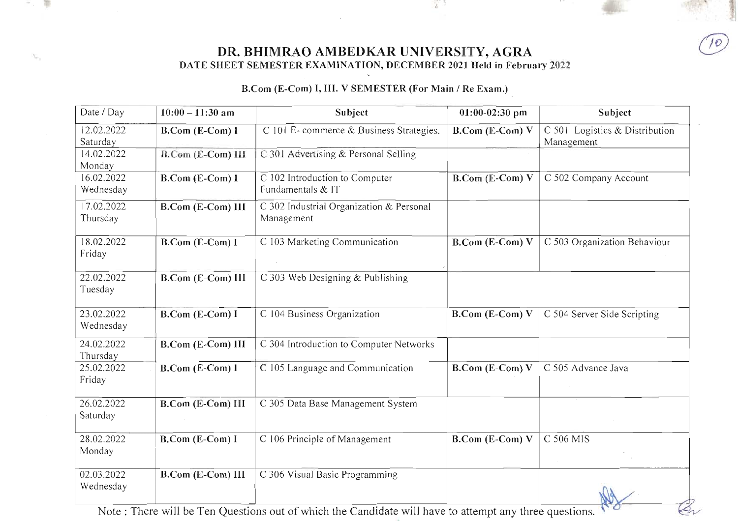# DR. BHIMRAO AMBEDKAR UNIVERSITY, AGRA

## DATE SHEET SEMESTER EXAMINATION, DECEMBER 2021 Held in February 2022

### B.Com (E-Com) I, III. V SEMESTER (For Main / Re Exam.)

| Date / Day | 10:00 – 11:30 am | Subject | 01:00-02:30 pm | Subject |
|---|---|---|---|---|
| 12.02.2022 Saturday | **B.Com (E-Com) I** | C 101 E- commerce & Business Strategies. | **B.Com (E-Com) V** | C 501 Logistics & Distribution Management |
| 14.02.2022 Monday | **B.Com (E-Com) III** | C 301 Advertising & Personal Selling | | |
| 16.02.2022 Wednesday | **B.Com (E-Com) I** | C 102 Introduction to Computer Fundamentals & IT | **B.Com (E-Com) V** | C 502 Company Account |
| 17.02.2022 Thursday | **B.Com (E-Com) III** | C 302 Industrial Organization & Personal Management | | |
| 18.02.2022 Friday | **B.Com (E-Com) I** | C 103 Marketing Communication | **B.Com (E-Com) V** | C 503 Organization Behaviour |
| 22.02.2022 Tuesday | **B.Com (E-Com) III** | C 303 Web Designing & Publishing | | |
| 23.02.2022 Wednesday | **B.Com (E-Com) I** | C 104 Business Organization | **B.Com (E-Com) V** | C 504 Server Side Scripting |
| 24.02.2022 Thursday | **B.Com (E-Com) III** | C 304 Introduction to Computer Networks | | |
| 25.02.2022 Friday | **B.Com (E-Com) I** | C 105 Language and Communication | **B.Com (E-Com) V** | C 505 Advance Java |
| 26.02.2022 Saturday | **B.Com (E-Com) III** | C 305 Data Base Management System | | |
| 28.02.2022 Monday | **B.Com (E-Com) I** | C 106 Principle of Management | **B.Com (E-Com) V** | C 506 MIS |
| 02.03.2022 Wednesday | **B.Com (E-Com) III** | C 306 Visual Basic Programming | | |

Note : There will be Ten Questions out of which the Candidate will have to attempt any three questions.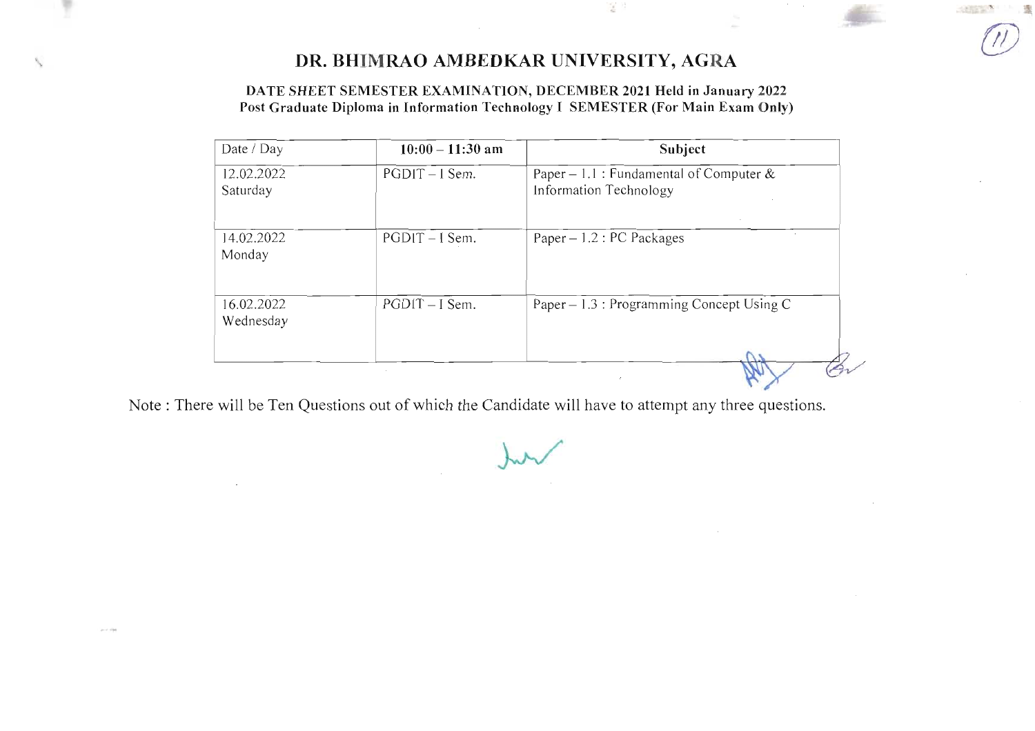# DR. BHIMRAO AMBEDKAR UNIVERSITY, AGRA

**DATE SHEET SEMESTER EXAMINATION, DECEMBER 2021 Held in January 2022**
**Post Graduate Diploma in Information Technology I SEMESTER (For Main Exam Only)**

| Date / Day | 10:00 – 11:30 am | Subject |
| --- | --- | --- |
| 12.02.2022 Saturday | PGDIT – I Sem. | Paper – 1.1 : Fundamental of Computer & Information Technology |
| 14.02.2022 Monday | PGDIT – I Sem. | Paper – 1.2 : PC Packages |
| 16.02.2022 Wednesday | PGDIT – I Sem. | Paper – 1.3 : Programming Concept Using C |

Note : There will be Ten Questions out of which the Candidate will have to attempt any three questions.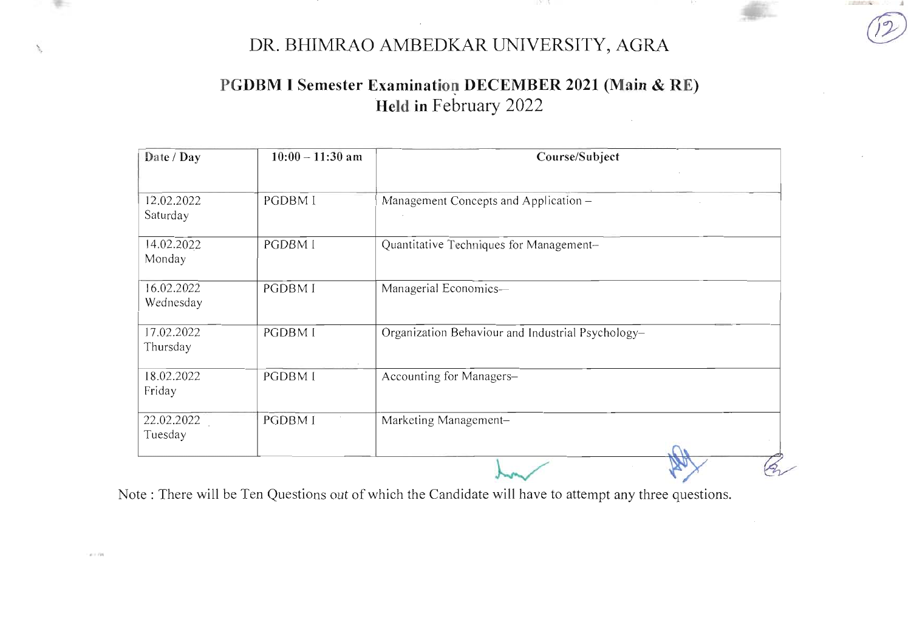# DR. BHIMRAO AMBEDKAR UNIVERSITY, AGRA

## PGDBM I Semester Examination DECEMBER 2021 (Main & RE)
### Held in February 2022

| Date / Day | 10:00 – 11:30 am | Course/Subject |
|---|---|---|
| 12.02.2022 Saturday | PGDBM I | Management Concepts and Application – |
| 14.02.2022 Monday | PGDBM I | Quantitative Techniques for Management– |
| 16.02.2022 Wednesday | PGDBM I | Managerial Economics– |
| 17.02.2022 Thursday | PGDBM I | Organization Behaviour and Industrial Psychology– |
| 18.02.2022 Friday | PGDBM I | Accounting for Managers– |
| 22.02.2022 Tuesday | PGDBM I | Marketing Management– |

Note : There will be Ten Questions out of which the Candidate will have to attempt any three questions.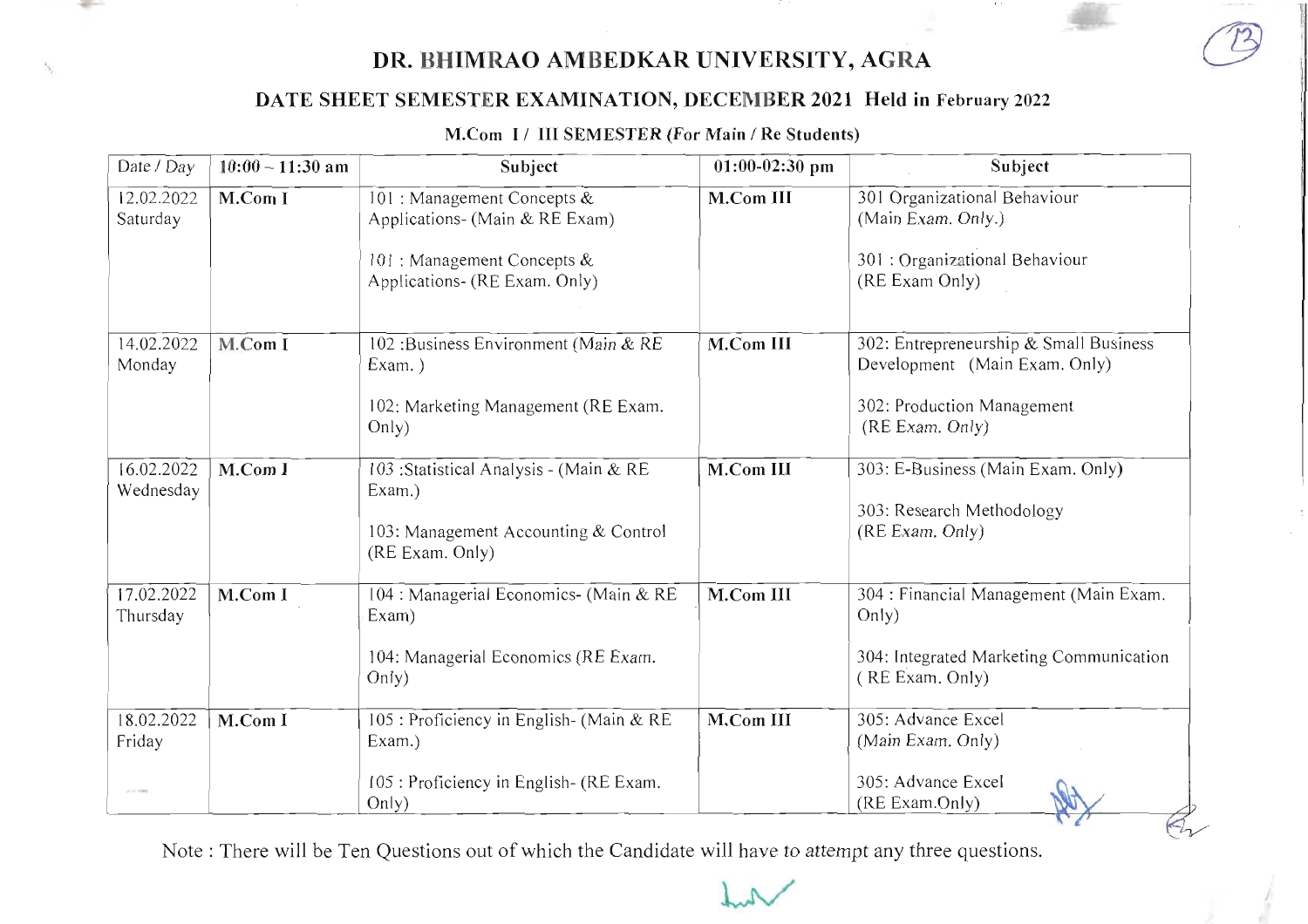# DR. BHIMRAO AMBEDKAR UNIVERSITY, AGRA

## DATE SHEET SEMESTER EXAMINATION, DECEMBER 2021 Held in February 2022

### M.Com I / III SEMESTER (For Main / Re Students)

| Date / Day | 10:00 – 11:30 am | Subject | 01:00-02:30 pm | Subject |
|---|---|---|---|---|
| 12.02.2022 Saturday | M.Com I | 101 : Management Concepts & Applications- (Main & RE Exam)<br><br>101 : Management Concepts & Applications- (RE Exam. Only) | M.Com III | 301 Organizational Behaviour (Main Exam. Only.)<br><br>301 : Organizational Behaviour (RE Exam Only) |
| 14.02.2022 Monday | M.Com I | 102 :Business Environment (Main & RE Exam. )<br><br>102: Marketing Management (RE Exam. Only) | M.Com III | 302: Entrepreneurship & Small Business Development (Main Exam. Only)<br><br>302: Production Management (RE Exam. Only) |
| 16.02.2022 Wednesday | M.Com I | 103 :Statistical Analysis - (Main & RE Exam.)<br><br>103: Management Accounting & Control (RE Exam. Only) | M.Com III | 303: E-Business (Main Exam. Only)<br><br>303: Research Methodology (RE Exam. Only) |
| 17.02.2022 Thursday | M.Com I | 104 : Managerial Economics- (Main & RE Exam)<br><br>104: Managerial Economics (RE Exam. Only) | M.Com III | 304 : Financial Management (Main Exam. Only)<br><br>304: Integrated Marketing Communication ( RE Exam. Only) |
| 18.02.2022 Friday | M.Com I | 105 : Proficiency in English- (Main & RE Exam.)<br><br>105 : Proficiency in English- (RE Exam. Only) | M.Com III | 305: Advance Excel (Main Exam. Only)<br><br>305: Advance Excel (RE Exam.Only) |

Note : There will be Ten Questions out of which the Candidate will have to attempt any three questions.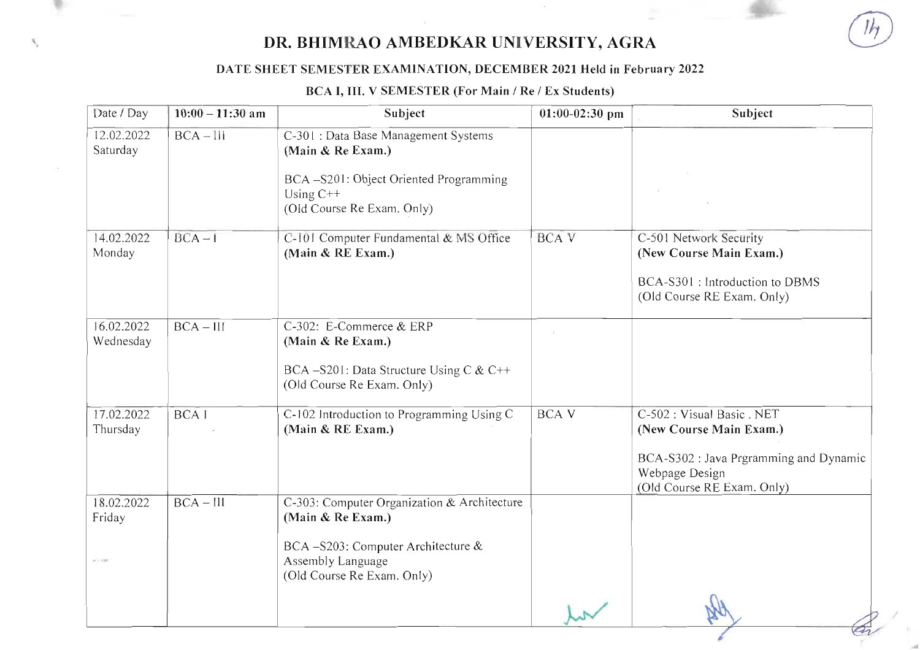# DR. BHIMRAO AMBEDKAR UNIVERSITY, AGRA

### DATE SHEET SEMESTER EXAMINATION, DECEMBER 2021 Held in February 2022

### BCA I, III, V SEMESTER (For Main / Re / Ex Students)

| Date / Day | 10:00 – 11:30 am | Subject | 01:00-02:30 pm | Subject |
|---|---|---|---|---|
| 12.02.2022 Saturday | BCA – III | C-301 : Data Base Management Systems **(Main & Re Exam.)**<br><br>BCA –S201: Object Oriented Programming Using C++<br>(Old Course Re Exam. Only) | | |
| 14.02.2022 Monday | BCA – I | C-101 Computer Fundamental & MS Office **(Main & RE Exam.)** | BCA V | C-501 Network Security **(New Course Main Exam.)**<br><br>BCA-S301 : Introduction to DBMS<br>(Old Course RE Exam. Only) |
| 16.02.2022 Wednesday | BCA – III | C-302: E-Commerce & ERP **(Main & Re Exam.)**<br><br>BCA –S201: Data Structure Using C & C++<br>(Old Course Re Exam. Only) | | |
| 17.02.2022 Thursday | BCA I | C-102 Introduction to Programming Using C **(Main & RE Exam.)** | BCA V | C-502 : Visual Basic . NET **(New Course Main Exam.)**<br><br>BCA-S302 : Java Prgramming and Dynamic Webpage Design<br>(Old Course RE Exam. Only) |
| 18.02.2022 Friday | BCA – III | C-303: Computer Organization & Architecture **(Main & Re Exam.)**<br><br>BCA –S203: Computer Architecture & Assembly Language<br>(Old Course Re Exam. Only) | | |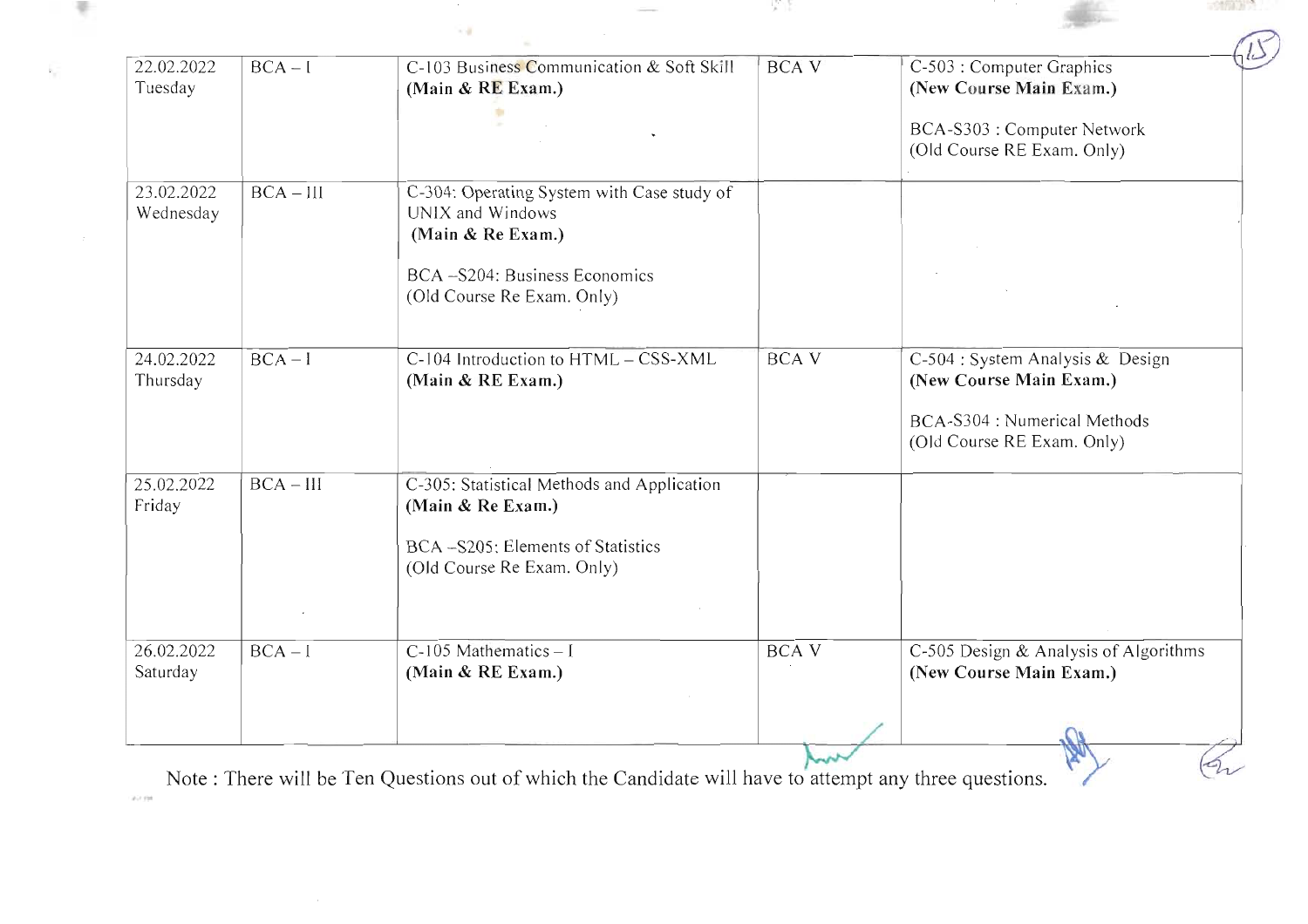| 22.02.2022 Tuesday | BCA – I | C-103 Business Communication & Soft Skill **(Main & RE Exam.)** | BCA V | C-503 : Computer Graphics **(New Course Main Exam.)** BCA-S303 : Computer Network (Old Course RE Exam. Only) |
|---|---|---|---|---|
| 23.02.2022 Wednesday | BCA – III | C-304: Operating System with Case study of UNIX and Windows **(Main & Re Exam.)** BCA –S204: Business Economics (Old Course Re Exam. Only) | | |
| 24.02.2022 Thursday | BCA – I | C-104 Introduction to HTML – CSS-XML **(Main & RE Exam.)** | BCA V | C-504 : System Analysis & Design **(New Course Main Exam.)** BCA-S304 : Numerical Methods (Old Course RE Exam. Only) |
| 25.02.2022 Friday | BCA – III | C-305: Statistical Methods and Application **(Main & Re Exam.)** BCA –S205: Elements of Statistics (Old Course Re Exam. Only) | | |
| 26.02.2022 Saturday | BCA – I | C-105 Mathematics – I **(Main & RE Exam.)** | BCA V | C-505 Design & Analysis of Algorithms **(New Course Main Exam.)** |

Note : There will be Ten Questions out of which the Candidate will have to attempt any three questions.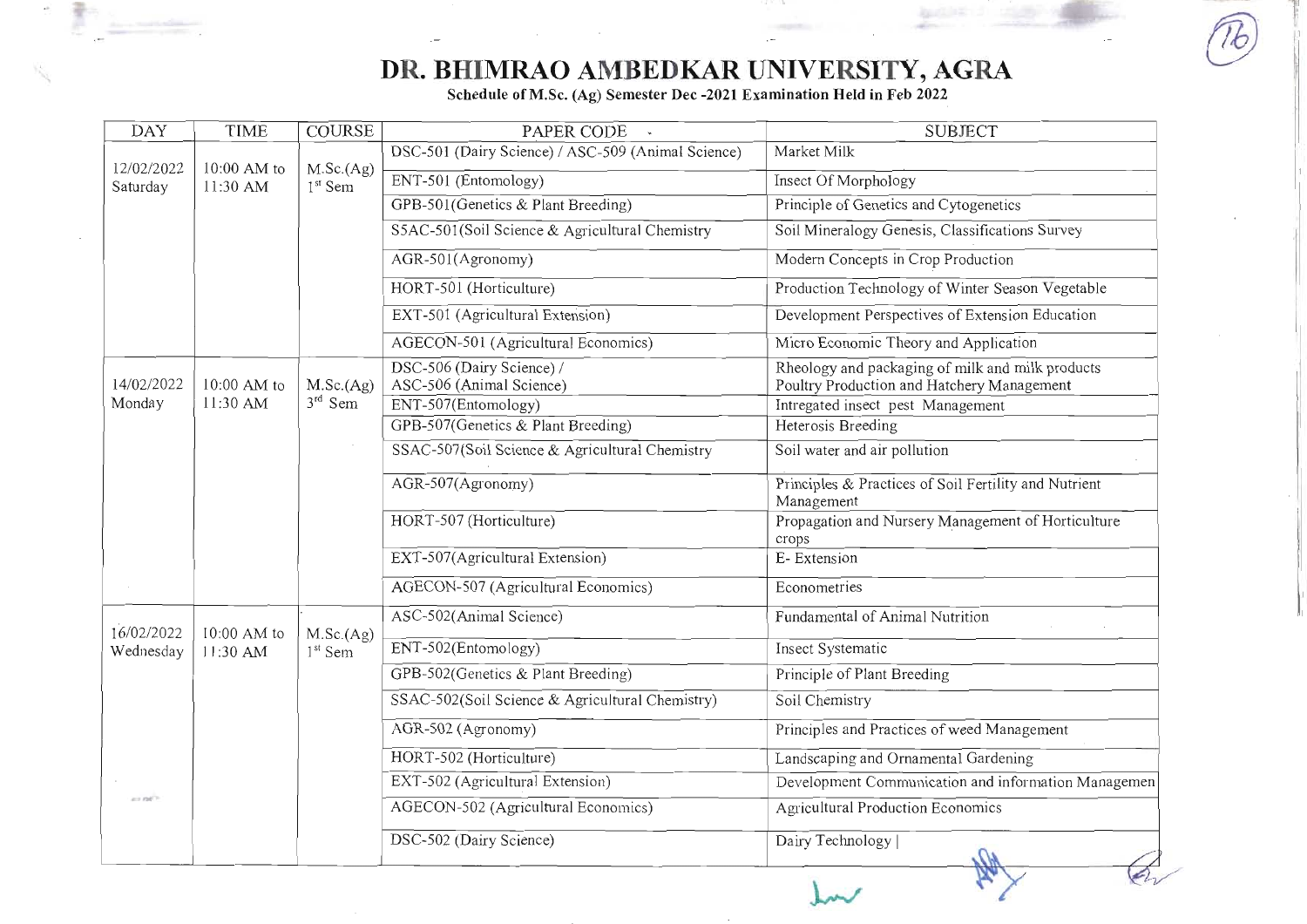# DR. BHIMRAO AMBEDKAR UNIVERSITY, AGRA

**Schedule of M.Sc. (Ag) Semester Dec -2021 Examination Held in Feb 2022**

| DAY | TIME | COURSE | PAPER CODE | SUBJECT |
|---|---|---|---|---|
| 12/02/2022 Saturday | 10:00 AM to 11:30 AM | M.Sc.(Ag) 1st Sem | DSC-501 (Dairy Science) / ASC-509 (Animal Science) | Market Milk |
| | | | ENT-501 (Entomology) | Insect Of Morphology |
| | | | GPB-501(Genetics & Plant Breeding) | Principle of Genetics and Cytogenetics |
| | | | S5AC-501(Soil Science & Agricultural Chemistry | Soil Mineralogy Genesis, Classifications Survey |
| | | | AGR-501(Agronomy) | Modern Concepts in Crop Production |
| | | | HORT-501 (Horticulture) | Production Technology of Winter Season Vegetable |
| | | | EXT-501 (Agricultural Extension) | Development Perspectives of Extension Education |
| | | | AGECON-501 (Agricultural Economics) | Micro Economic Theory and Application |
| 14/02/2022 Monday | 10:00 AM to 11:30 AM | M.Sc.(Ag) 3rd Sem | DSC-506 (Dairy Science) / ASC-506 (Animal Science) | Rheology and packaging of milk and milk products Poultry Production and Hatchery Management |
| | | | ENT-507(Entomology) | Intregated insect pest Management |
| | | | GPB-507(Genetics & Plant Breeding) | Heterosis Breeding |
| | | | SSAC-507(Soil Science & Agricultural Chemistry | Soil water and air pollution |
| | | | AGR-507(Agronomy) | Principles & Practices of Soil Fertility and Nutrient Management |
| | | | HORT-507 (Horticulture) | Propagation and Nursery Management of Horticulture crops |
| | | | EXT-507(Agricultural Extension) | E- Extension |
| | | | AGECON-507 (Agricultural Economics) | Econometrics |
| 16/02/2022 Wednesday | 10:00 AM to 11:30 AM | M.Sc.(Ag) 1st Sem | ASC-502(Animal Science) | Fundamental of Animal Nutrition |
| | | | ENT-502(Entomology) | Insect Systematic |
| | | | GPB-502(Genetics & Plant Breeding) | Principle of Plant Breeding |
| | | | SSAC-502(Soil Science & Agricultural Chemistry) | Soil Chemistry |
| | | | AGR-502 (Agronomy) | Principles and Practices of weed Management |
| | | | HORT-502 (Horticulture) | Landscaping and Ornamental Gardening |
| | | | EXT-502 (Agricultural Extension) | Development Communication and information Managemen |
| | | | AGECON-502 (Agricultural Economics) | Agricultural Production Economics |
| | | | DSC-502 (Dairy Science) | Dairy Technology |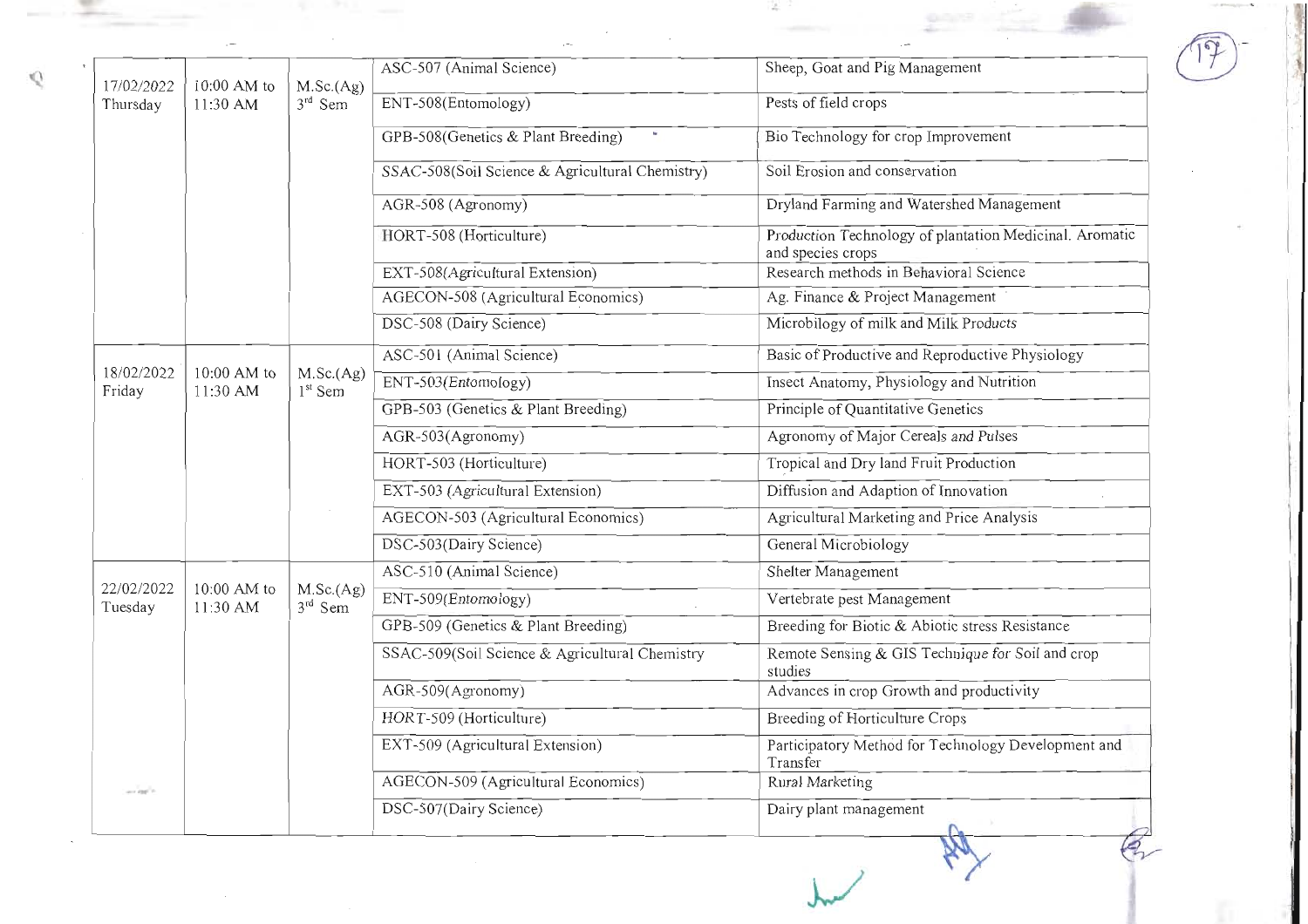| | | | | |
|---|---|---|---|---|
| 17/02/2022 Thursday | 10:00 AM to 11:30 AM | M.Sc.(Ag) 3rd Sem | ASC-507 (Animal Science) | Sheep, Goat and Pig Management |
| | | | ENT-508(Entomology) | Pests of field crops |
| | | | GPB-508(Genetics & Plant Breeding) | Bio Technology for crop Improvement |
| | | | SSAC-508(Soil Science & Agricultural Chemistry) | Soil Erosion and conservation |
| | | | AGR-508 (Agronomy) | Dryland Farming and Watershed Management |
| | | | HORT-508 (Horticulture) | Production Technology of plantation Medicinal. Aromatic and species crops |
| | | | EXT-508(Agricultural Extension) | Research methods in Behavioral Science |
| | | | AGECON-508 (Agricultural Economics) | Ag. Finance & Project Management |
| | | | DSC-508 (Dairy Science) | Microbilogy of milk and Milk Products |
| 18/02/2022 Friday | 10:00 AM to 11:30 AM | M.Sc.(Ag) 1st Sem | ASC-501 (Animal Science) | Basic of Productive and Reproductive Physiology |
| | | | ENT-503(Entomology) | Insect Anatomy, Physiology and Nutrition |
| | | | GPB-503 (Genetics & Plant Breeding) | Principle of Quantitative Genetics |
| | | | AGR-503(Agronomy) | Agronomy of Major Cereals and Pulses |
| | | | HORT-503 (Horticulture) | Tropical and Dry land Fruit Production |
| | | | EXT-503 (Agricultural Extension) | Diffusion and Adaption of Innovation |
| | | | AGECON-503 (Agricultural Economics) | Agricultural Marketing and Price Analysis |
| | | | DSC-503(Dairy Science) | General Microbiology |
| 22/02/2022 Tuesday | 10:00 AM to 11:30 AM | M.Sc.(Ag) 3rd Sem | ASC-510 (Animal Science) | Shelter Management |
| | | | ENT-509(Entomology) | Vertebrate pest Management |
| | | | GPB-509 (Genetics & Plant Breeding) | Breeding for Biotic & Abiotic stress Resistance |
| | | | SSAC-509(Soil Science & Agricultural Chemistry | Remote Sensing & GIS Technique for Soil and crop studies |
| | | | AGR-509(Agronomy) | Advances in crop Growth and productivity |
| | | | HORT-509 (Horticulture) | Breeding of Horticulture Crops |
| | | | EXT-509 (Agricultural Extension) | Participatory Method for Technology Development and Transfer |
| | | | AGECON-509 (Agricultural Economics) | Rural Marketing |
| | | | DSC-507(Dairy Science) | Dairy plant management |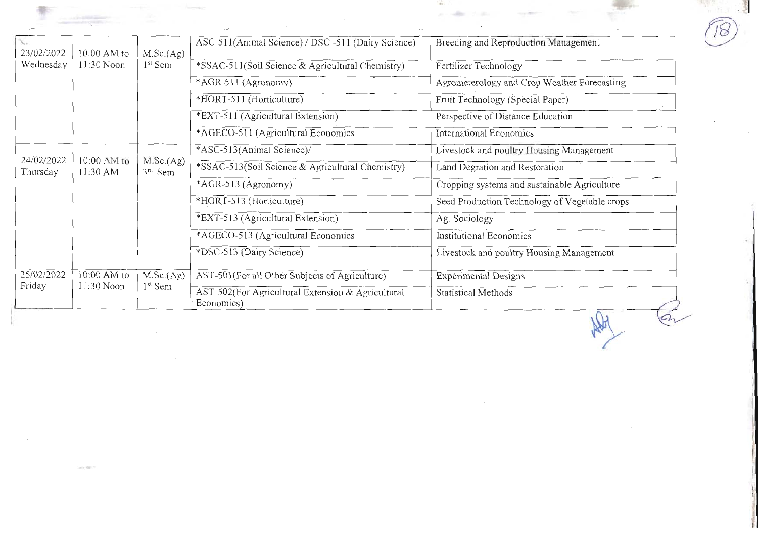| | | | | |
|---|---|---|---|---|
| 23/02/2022 Wednesday | 10:00 AM to 11:30 Noon | M.Sc.(Ag) 1st Sem | ASC-511(Animal Science) / DSC -511 (Dairy Science) | Breeding and Reproduction Management |
| | | | *SSAC-511(Soil Science & Agricultural Chemistry) | Fertilizer Technology |
| | | | *AGR-511 (Agronomy) | Agrometerology and Crop Weather Forecasting |
| | | | *HORT-511 (Horticulture) | Fruit Technology (Special Paper) |
| | | | *EXT-511 (Agricultural Extension) | Perspective of Distance Education |
| | | | *AGECO-511 (Agricultural Economics | International Economics |
| 24/02/2022 Thursday | 10:00 AM to 11:30 AM | M.Sc.(Ag) 3rd Sem | *ASC-513(Animal Science)/ | Livestock and poultry Housing Management |
| | | | *SSAC-513(Soil Science & Agricultural Chemistry) | Land Degration and Restoration |
| | | | *AGR-513 (Agronomy) | Cropping systems and sustainable Agriculture |
| | | | *HORT-513 (Horticulture) | Seed Production Technology of Vegetable crops |
| | | | *EXT-513 (Agricultural Extension) | Ag. Sociology |
| | | | *AGECO-513 (Agricultural Economics | Institutional Economics |
| | | | *DSC-513 (Dairy Science) | Livestock and poultry Housing Management |
| 25/02/2022 Friday | 10:00 AM to 11:30 Noon | M.Sc.(Ag) 1st Sem | AST-501(For all Other Subjects of Agriculture) | Experimental Designs |
| | | | AST-502(For Agricultural Extension & Agricultural Economics) | Statistical Methods |